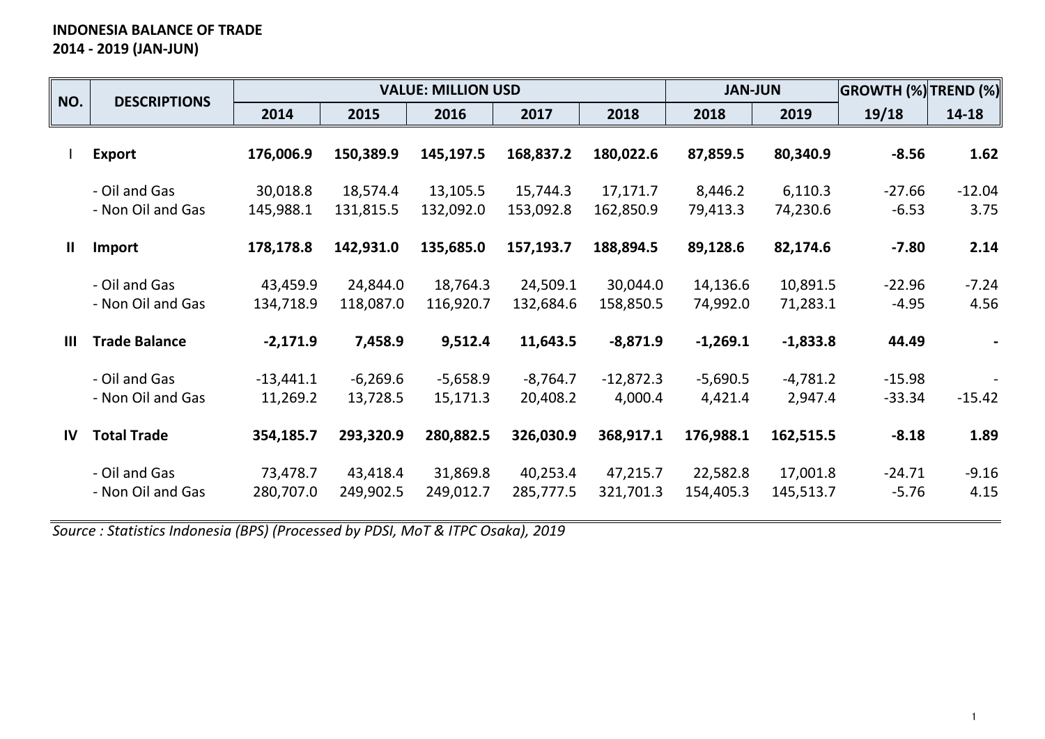**INDONESIA BALANCE OF TRADE**
**2014 - 2019 (JAN-JUN)**

| NO. | DESCRIPTIONS | VALUE: MILLION USD | | | | | JAN-JUN | | GROWTH (%) | TREND (%) |
|---|---|---|---|---|---|---|---|---|---|---|
| | | 2014 | 2015 | 2016 | 2017 | 2018 | 2018 | 2019 | 19/18 | 14-18 |
| I | **Export** | **176,006.9** | **150,389.9** | **145,197.5** | **168,837.2** | **180,022.6** | **87,859.5** | **80,340.9** | **-8.56** | **1.62** |
| | - Oil and Gas | 30,018.8 | 18,574.4 | 13,105.5 | 15,744.3 | 17,171.7 | 8,446.2 | 6,110.3 | -27.66 | -12.04 |
| | - Non Oil and Gas | 145,988.1 | 131,815.5 | 132,092.0 | 153,092.8 | 162,850.9 | 79,413.3 | 74,230.6 | -6.53 | 3.75 |
| II | **Import** | **178,178.8** | **142,931.0** | **135,685.0** | **157,193.7** | **188,894.5** | **89,128.6** | **82,174.6** | **-7.80** | **2.14** |
| | - Oil and Gas | 43,459.9 | 24,844.0 | 18,764.3 | 24,509.1 | 30,044.0 | 14,136.6 | 10,891.5 | -22.96 | -7.24 |
| | - Non Oil and Gas | 134,718.9 | 118,087.0 | 116,920.7 | 132,684.6 | 158,850.5 | 74,992.0 | 71,283.1 | -4.95 | 4.56 |
| III | **Trade Balance** | **-2,171.9** | **7,458.9** | **9,512.4** | **11,643.5** | **-8,871.9** | **-1,269.1** | **-1,833.8** | **44.49** | **-** |
| | - Oil and Gas | -13,441.1 | -6,269.6 | -5,658.9 | -8,764.7 | -12,872.3 | -5,690.5 | -4,781.2 | -15.98 | - |
| | - Non Oil and Gas | 11,269.2 | 13,728.5 | 15,171.3 | 20,408.2 | 4,000.4 | 4,421.4 | 2,947.4 | -33.34 | -15.42 |
| IV | **Total Trade** | **354,185.7** | **293,320.9** | **280,882.5** | **326,030.9** | **368,917.1** | **176,988.1** | **162,515.5** | **-8.18** | **1.89** |
| | - Oil and Gas | 73,478.7 | 43,418.4 | 31,869.8 | 40,253.4 | 47,215.7 | 22,582.8 | 17,001.8 | -24.71 | -9.16 |
| | - Non Oil and Gas | 280,707.0 | 249,902.5 | 249,012.7 | 285,777.5 | 321,701.3 | 154,405.3 | 145,513.7 | -5.76 | 4.15 |

*Source : Statistics Indonesia (BPS) (Processed by PDSI, MoT & ITPC Osaka), 2019*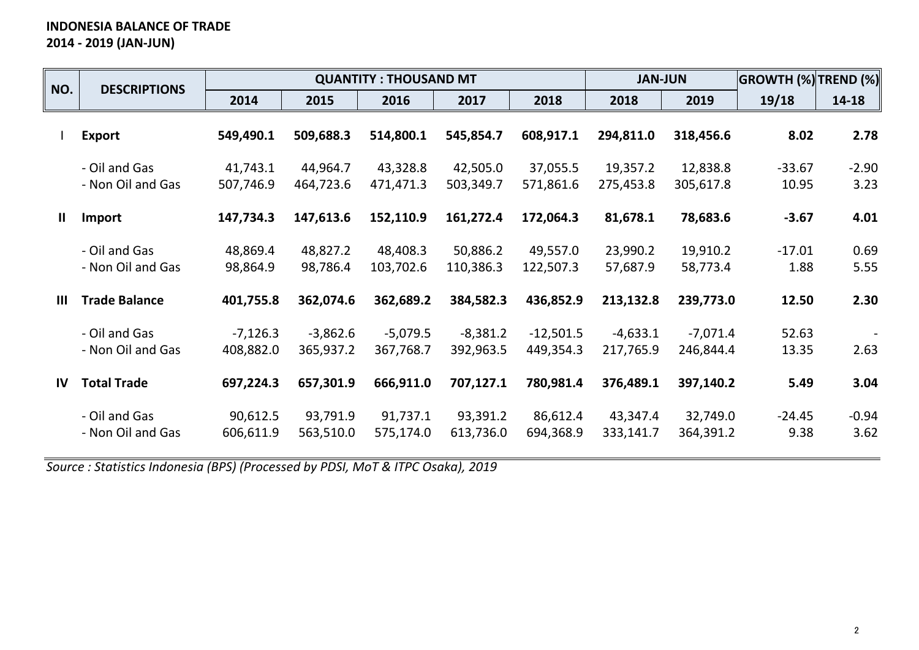**INDONESIA BALANCE OF TRADE**
**2014 - 2019 (JAN-JUN)**

| NO. | DESCRIPTIONS | QUANTITY : THOUSAND MT | | | | | JAN-JUN | | GROWTH (%) | TREND (%) |
|---|---|---|---|---|---|---|---|---|---|---|
| | | 2014 | 2015 | 2016 | 2017 | 2018 | 2018 | 2019 | 19/18 | 14-18 |
| I | **Export** | **549,490.1** | **509,688.3** | **514,800.1** | **545,854.7** | **608,917.1** | **294,811.0** | **318,456.6** | **8.02** | **2.78** |
| | - Oil and Gas | 41,743.1 | 44,964.7 | 43,328.8 | 42,505.0 | 37,055.5 | 19,357.2 | 12,838.8 | -33.67 | -2.90 |
| | - Non Oil and Gas | 507,746.9 | 464,723.6 | 471,471.3 | 503,349.7 | 571,861.6 | 275,453.8 | 305,617.8 | 10.95 | 3.23 |
| II | **Import** | **147,734.3** | **147,613.6** | **152,110.9** | **161,272.4** | **172,064.3** | **81,678.1** | **78,683.6** | **-3.67** | **4.01** |
| | - Oil and Gas | 48,869.4 | 48,827.2 | 48,408.3 | 50,886.2 | 49,557.0 | 23,990.2 | 19,910.2 | -17.01 | 0.69 |
| | - Non Oil and Gas | 98,864.9 | 98,786.4 | 103,702.6 | 110,386.3 | 122,507.3 | 57,687.9 | 58,773.4 | 1.88 | 5.55 |
| III | **Trade Balance** | **401,755.8** | **362,074.6** | **362,689.2** | **384,582.3** | **436,852.9** | **213,132.8** | **239,773.0** | **12.50** | **2.30** |
| | - Oil and Gas | -7,126.3 | -3,862.6 | -5,079.5 | -8,381.2 | -12,501.5 | -4,633.1 | -7,071.4 | 52.63 | - |
| | - Non Oil and Gas | 408,882.0 | 365,937.2 | 367,768.7 | 392,963.5 | 449,354.3 | 217,765.9 | 246,844.4 | 13.35 | 2.63 |
| IV | **Total Trade** | **697,224.3** | **657,301.9** | **666,911.0** | **707,127.1** | **780,981.4** | **376,489.1** | **397,140.2** | **5.49** | **3.04** |
| | - Oil and Gas | 90,612.5 | 93,791.9 | 91,737.1 | 93,391.2 | 86,612.4 | 43,347.4 | 32,749.0 | -24.45 | -0.94 |
| | - Non Oil and Gas | 606,611.9 | 563,510.0 | 575,174.0 | 613,736.0 | 694,368.9 | 333,141.7 | 364,391.2 | 9.38 | 3.62 |

*Source : Statistics Indonesia (BPS) (Processed by PDSI, MoT & ITPC Osaka), 2019*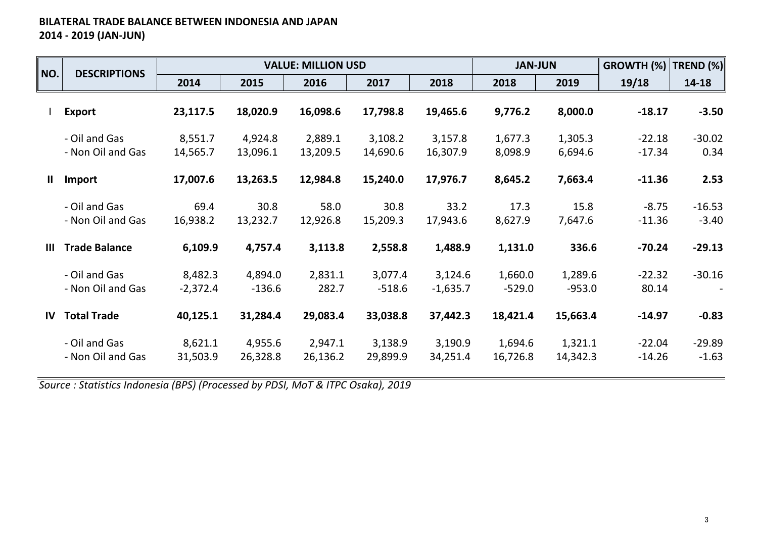**BILATERAL TRADE BALANCE BETWEEN INDONESIA AND JAPAN**
**2014 - 2019 (JAN-JUN)**

| NO. | DESCRIPTIONS | VALUE: MILLION USD | | | | | JAN-JUN | | GROWTH (%) | TREND (%) |
|---|---|---|---|---|---|---|---|---|---|---|
| | | 2014 | 2015 | 2016 | 2017 | 2018 | 2018 | 2019 | 19/18 | 14-18 |
| I | **Export** | **23,117.5** | **18,020.9** | **16,098.6** | **17,798.8** | **19,465.6** | **9,776.2** | **8,000.0** | **-18.17** | **-3.50** |
| | - Oil and Gas | 8,551.7 | 4,924.8 | 2,889.1 | 3,108.2 | 3,157.8 | 1,677.3 | 1,305.3 | -22.18 | -30.02 |
| | - Non Oil and Gas | 14,565.7 | 13,096.1 | 13,209.5 | 14,690.6 | 16,307.9 | 8,098.9 | 6,694.6 | -17.34 | 0.34 |
| II | **Import** | **17,007.6** | **13,263.5** | **12,984.8** | **15,240.0** | **17,976.7** | **8,645.2** | **7,663.4** | **-11.36** | **2.53** |
| | - Oil and Gas | 69.4 | 30.8 | 58.0 | 30.8 | 33.2 | 17.3 | 15.8 | -8.75 | -16.53 |
| | - Non Oil and Gas | 16,938.2 | 13,232.7 | 12,926.8 | 15,209.3 | 17,943.6 | 8,627.9 | 7,647.6 | -11.36 | -3.40 |
| III | **Trade Balance** | **6,109.9** | **4,757.4** | **3,113.8** | **2,558.8** | **1,488.9** | **1,131.0** | **336.6** | **-70.24** | **-29.13** |
| | - Oil and Gas | 8,482.3 | 4,894.0 | 2,831.1 | 3,077.4 | 3,124.6 | 1,660.0 | 1,289.6 | -22.32 | -30.16 |
| | - Non Oil and Gas | -2,372.4 | -136.6 | 282.7 | -518.6 | -1,635.7 | -529.0 | -953.0 | 80.14 | - |
| IV | **Total Trade** | **40,125.1** | **31,284.4** | **29,083.4** | **33,038.8** | **37,442.3** | **18,421.4** | **15,663.4** | **-14.97** | **-0.83** |
| | - Oil and Gas | 8,621.1 | 4,955.6 | 2,947.1 | 3,138.9 | 3,190.9 | 1,694.6 | 1,321.1 | -22.04 | -29.89 |
| | - Non Oil and Gas | 31,503.9 | 26,328.8 | 26,136.2 | 29,899.9 | 34,251.4 | 16,726.8 | 14,342.3 | -14.26 | -1.63 |

*Source : Statistics Indonesia (BPS) (Processed by PDSI, MoT & ITPC Osaka), 2019*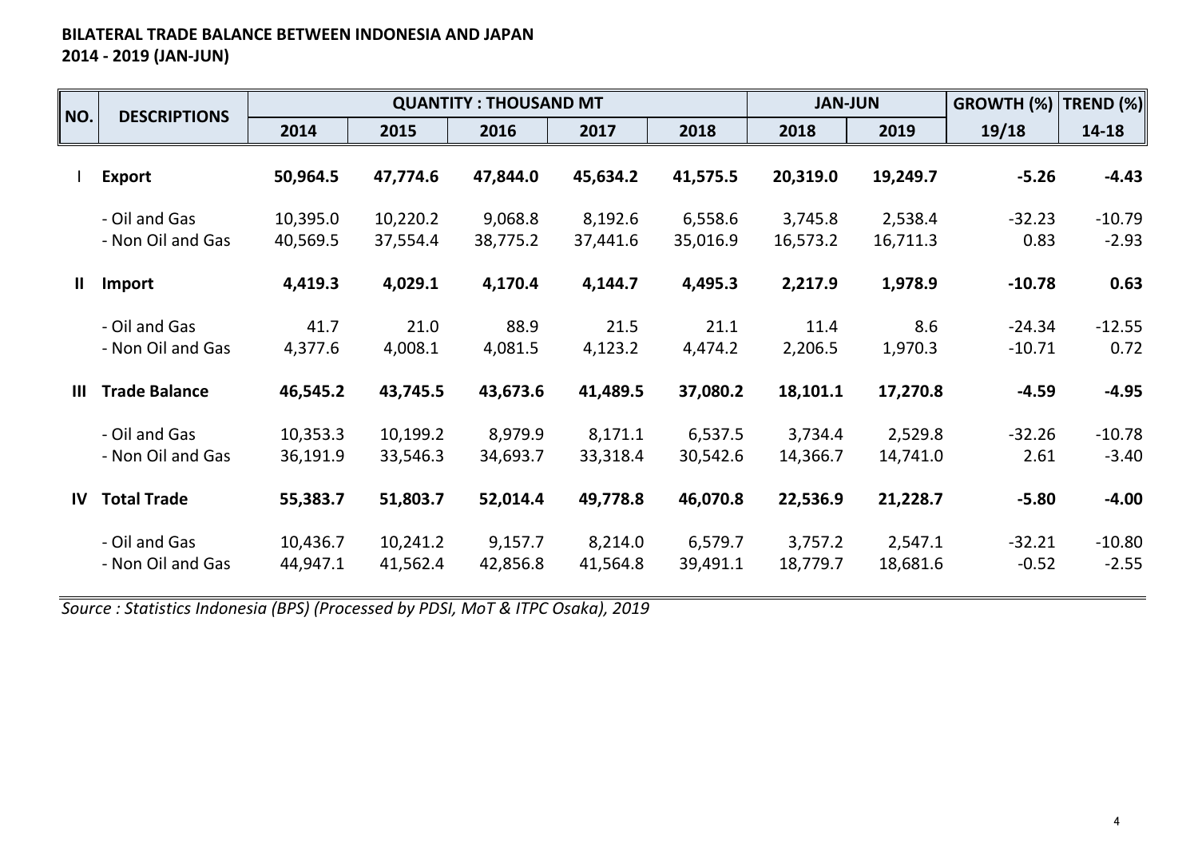**BILATERAL TRADE BALANCE BETWEEN INDONESIA AND JAPAN**
**2014 - 2019 (JAN-JUN)**

| NO. | DESCRIPTIONS | QUANTITY : THOUSAND MT | | | | | JAN-JUN | | GROWTH (%) | TREND (%) |
|---|---|---|---|---|---|---|---|---|---|---|
| | | 2014 | 2015 | 2016 | 2017 | 2018 | 2018 | 2019 | 19/18 | 14-18 |
| I | **Export** | **50,964.5** | **47,774.6** | **47,844.0** | **45,634.2** | **41,575.5** | **20,319.0** | **19,249.7** | **-5.26** | **-4.43** |
| | - Oil and Gas | 10,395.0 | 10,220.2 | 9,068.8 | 8,192.6 | 6,558.6 | 3,745.8 | 2,538.4 | -32.23 | -10.79 |
| | - Non Oil and Gas | 40,569.5 | 37,554.4 | 38,775.2 | 37,441.6 | 35,016.9 | 16,573.2 | 16,711.3 | 0.83 | -2.93 |
| II | **Import** | **4,419.3** | **4,029.1** | **4,170.4** | **4,144.7** | **4,495.3** | **2,217.9** | **1,978.9** | **-10.78** | **0.63** |
| | - Oil and Gas | 41.7 | 21.0 | 88.9 | 21.5 | 21.1 | 11.4 | 8.6 | -24.34 | -12.55 |
| | - Non Oil and Gas | 4,377.6 | 4,008.1 | 4,081.5 | 4,123.2 | 4,474.2 | 2,206.5 | 1,970.3 | -10.71 | 0.72 |
| III | **Trade Balance** | **46,545.2** | **43,745.5** | **43,673.6** | **41,489.5** | **37,080.2** | **18,101.1** | **17,270.8** | **-4.59** | **-4.95** |
| | - Oil and Gas | 10,353.3 | 10,199.2 | 8,979.9 | 8,171.1 | 6,537.5 | 3,734.4 | 2,529.8 | -32.26 | -10.78 |
| | - Non Oil and Gas | 36,191.9 | 33,546.3 | 34,693.7 | 33,318.4 | 30,542.6 | 14,366.7 | 14,741.0 | 2.61 | -3.40 |
| IV | **Total Trade** | **55,383.7** | **51,803.7** | **52,014.4** | **49,778.8** | **46,070.8** | **22,536.9** | **21,228.7** | **-5.80** | **-4.00** |
| | - Oil and Gas | 10,436.7 | 10,241.2 | 9,157.7 | 8,214.0 | 6,579.7 | 3,757.2 | 2,547.1 | -32.21 | -10.80 |
| | - Non Oil and Gas | 44,947.1 | 41,562.4 | 42,856.8 | 41,564.8 | 39,491.1 | 18,779.7 | 18,681.6 | -0.52 | -2.55 |

*Source : Statistics Indonesia (BPS) (Processed by PDSI, MoT & ITPC Osaka), 2019*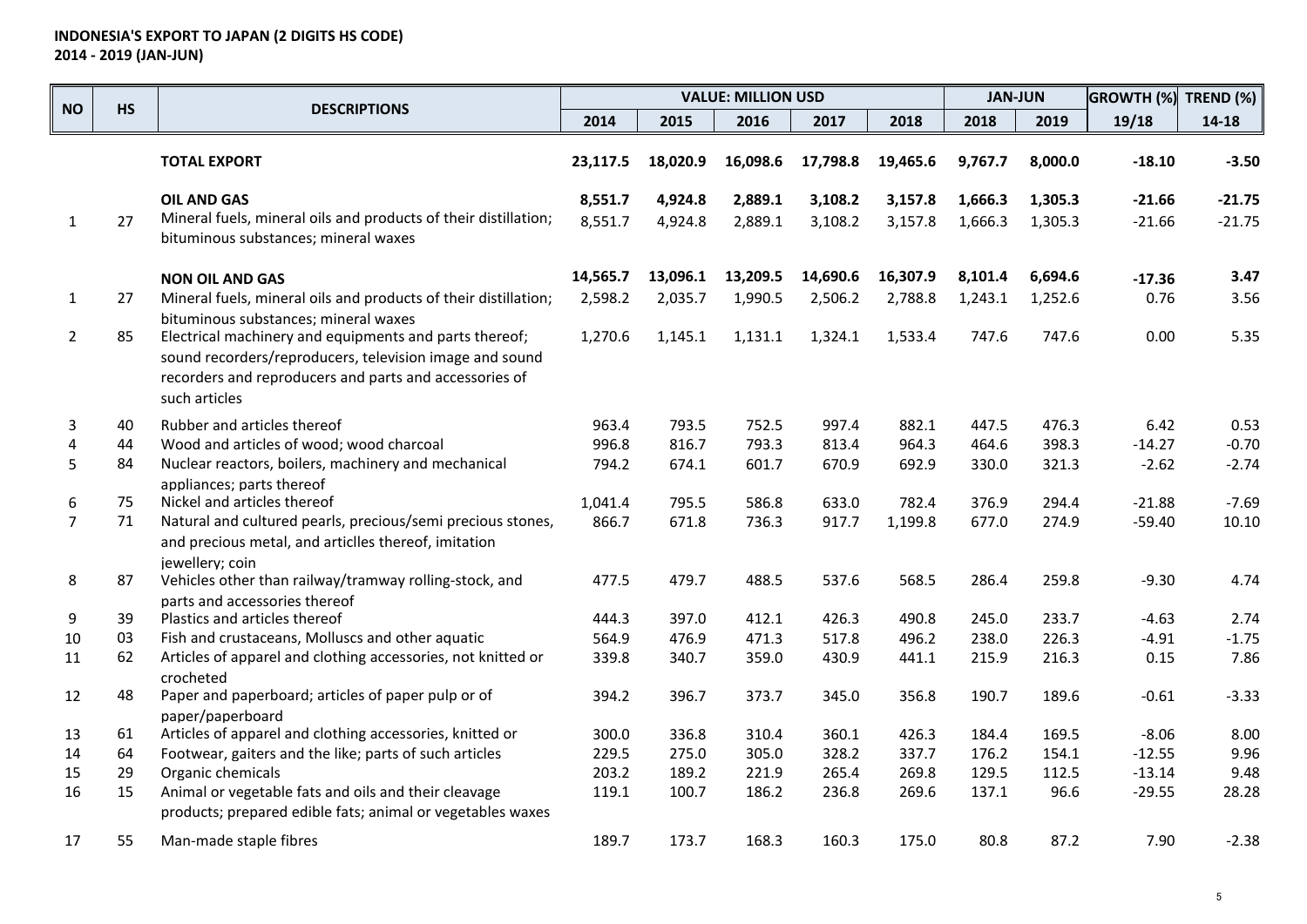**INDONESIA'S EXPORT TO JAPAN (2 DIGITS HS CODE)**
**2014 - 2019 (JAN-JUN)**

| NO | HS | DESCRIPTIONS | VALUE: MILLION USD | | | | | JAN-JUN | | GROWTH (%) | TREND (%) |
|---|---|---|---|---|---|---|---|---|---|---|---|
| | | | 2014 | 2015 | 2016 | 2017 | 2018 | 2018 | 2019 | 19/18 | 14-18 |
| | | **TOTAL EXPORT** | **23,117.5** | **18,020.9** | **16,098.6** | **17,798.8** | **19,465.6** | **9,767.7** | **8,000.0** | **-18.10** | **-3.50** |
| | | **OIL AND GAS** | **8,551.7** | **4,924.8** | **2,889.1** | **3,108.2** | **3,157.8** | **1,666.3** | **1,305.3** | **-21.66** | **-21.75** |
| 1 | 27 | Mineral fuels, mineral oils and products of their distillation; bituminous substances; mineral waxes | 8,551.7 | 4,924.8 | 2,889.1 | 3,108.2 | 3,157.8 | 1,666.3 | 1,305.3 | -21.66 | -21.75 |
| | | **NON OIL AND GAS** | **14,565.7** | **13,096.1** | **13,209.5** | **14,690.6** | **16,307.9** | **8,101.4** | **6,694.6** | **-17.36** | **3.47** |
| 1 | 27 | Mineral fuels, mineral oils and products of their distillation; bituminous substances; mineral waxes | 2,598.2 | 2,035.7 | 1,990.5 | 2,506.2 | 2,788.8 | 1,243.1 | 1,252.6 | 0.76 | 3.56 |
| 2 | 85 | Electrical machinery and equipments and parts thereof; sound recorders/reproducers, television image and sound recorders and reproducers and parts and accessories of such articles | 1,270.6 | 1,145.1 | 1,131.1 | 1,324.1 | 1,533.4 | 747.6 | 747.6 | 0.00 | 5.35 |
| 3 | 40 | Rubber and articles thereof | 963.4 | 793.5 | 752.5 | 997.4 | 882.1 | 447.5 | 476.3 | 6.42 | 0.53 |
| 4 | 44 | Wood and articles of wood; wood charcoal | 996.8 | 816.7 | 793.3 | 813.4 | 964.3 | 464.6 | 398.3 | -14.27 | -0.70 |
| 5 | 84 | Nuclear reactors, boilers, machinery and mechanical appliances; parts thereof | 794.2 | 674.1 | 601.7 | 670.9 | 692.9 | 330.0 | 321.3 | -2.62 | -2.74 |
| 6 | 75 | Nickel and articles thereof | 1,041.4 | 795.5 | 586.8 | 633.0 | 782.4 | 376.9 | 294.4 | -21.88 | -7.69 |
| 7 | 71 | Natural and cultured pearls, precious/semi precious stones, and precious metal, and articlles thereof, imitation jewellery; coin | 866.7 | 671.8 | 736.3 | 917.7 | 1,199.8 | 677.0 | 274.9 | -59.40 | 10.10 |
| 8 | 87 | Vehicles other than railway/tramway rolling-stock, and parts and accessories thereof | 477.5 | 479.7 | 488.5 | 537.6 | 568.5 | 286.4 | 259.8 | -9.30 | 4.74 |
| 9 | 39 | Plastics and articles thereof | 444.3 | 397.0 | 412.1 | 426.3 | 490.8 | 245.0 | 233.7 | -4.63 | 2.74 |
| 10 | 03 | Fish and crustaceans, Molluscs and other aquatic | 564.9 | 476.9 | 471.3 | 517.8 | 496.2 | 238.0 | 226.3 | -4.91 | -1.75 |
| 11 | 62 | Articles of apparel and clothing accessories, not knitted or crocheted | 339.8 | 340.7 | 359.0 | 430.9 | 441.1 | 215.9 | 216.3 | 0.15 | 7.86 |
| 12 | 48 | Paper and paperboard; articles of paper pulp or of paper/paperboard | 394.2 | 396.7 | 373.7 | 345.0 | 356.8 | 190.7 | 189.6 | -0.61 | -3.33 |
| 13 | 61 | Articles of apparel and clothing accessories, knitted or | 300.0 | 336.8 | 310.4 | 360.1 | 426.3 | 184.4 | 169.5 | -8.06 | 8.00 |
| 14 | 64 | Footwear, gaiters and the like; parts of such articles | 229.5 | 275.0 | 305.0 | 328.2 | 337.7 | 176.2 | 154.1 | -12.55 | 9.96 |
| 15 | 29 | Organic chemicals | 203.2 | 189.2 | 221.9 | 265.4 | 269.8 | 129.5 | 112.5 | -13.14 | 9.48 |
| 16 | 15 | Animal or vegetable fats and oils and their cleavage products; prepared edible fats; animal or vegetables waxes | 119.1 | 100.7 | 186.2 | 236.8 | 269.6 | 137.1 | 96.6 | -29.55 | 28.28 |
| 17 | 55 | Man-made staple fibres | 189.7 | 173.7 | 168.3 | 160.3 | 175.0 | 80.8 | 87.2 | 7.90 | -2.38 |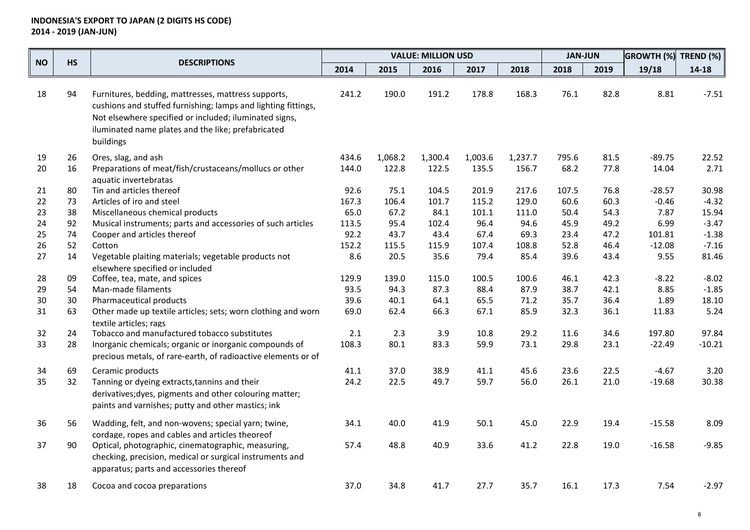**INDONESIA'S EXPORT TO JAPAN (2 DIGITS HS CODE)**
**2014 - 2019 (JAN-JUN)**

| NO | HS | DESCRIPTIONS | VALUE: MILLION USD | | | | | JAN-JUN | | GROWTH (%) | TREND (%) |
|---|---|---|---|---|---|---|---|---|---|---|---|
| | | | 2014 | 2015 | 2016 | 2017 | 2018 | 2018 | 2019 | 19/18 | 14-18 |
| 18 | 94 | Furnitures, bedding, mattresses, mattress supports, cushions and stuffed furnishing; lamps and lighting fittings, Not elsewhere specified or included; iluminated signs, iluminated name plates and the like; prefabricated buildings | 241.2 | 190.0 | 191.2 | 178.8 | 168.3 | 76.1 | 82.8 | 8.81 | -7.51 |
| 19 | 26 | Ores, slag, and ash | 434.6 | 1,068.2 | 1,300.4 | 1,003.6 | 1,237.7 | 795.6 | 81.5 | -89.75 | 22.52 |
| 20 | 16 | Preparations of meat/fish/crustaceans/mollucs or other aquatic invertebratas | 144.0 | 122.8 | 122.5 | 135.5 | 156.7 | 68.2 | 77.8 | 14.04 | 2.71 |
| 21 | 80 | Tin and articles thereof | 92.6 | 75.1 | 104.5 | 201.9 | 217.6 | 107.5 | 76.8 | -28.57 | 30.98 |
| 22 | 73 | Articles of iro and steel | 167.3 | 106.4 | 101.7 | 115.2 | 129.0 | 60.6 | 60.3 | -0.46 | -4.32 |
| 23 | 38 | Miscellaneous chemical products | 65.0 | 67.2 | 84.1 | 101.1 | 111.0 | 50.4 | 54.3 | 7.87 | 15.94 |
| 24 | 92 | Musical instruments; parts and accessories of such articles | 113.5 | 95.4 | 102.4 | 96.4 | 94.6 | 45.9 | 49.2 | 6.99 | -3.47 |
| 25 | 74 | Cooper and articles thereof | 92.2 | 43.7 | 43.4 | 67.4 | 69.3 | 23.4 | 47.2 | 101.81 | -1.38 |
| 26 | 52 | Cotton | 152.2 | 115.5 | 115.9 | 107.4 | 108.8 | 52.8 | 46.4 | -12.08 | -7.16 |
| 27 | 14 | Vegetable plaiting materials; vegetable products not elsewhere specified or included | 8.6 | 20.5 | 35.6 | 79.4 | 85.4 | 39.6 | 43.4 | 9.55 | 81.46 |
| 28 | 09 | Coffee, tea, mate, and spices | 129.9 | 139.0 | 115.0 | 100.5 | 100.6 | 46.1 | 42.3 | -8.22 | -8.02 |
| 29 | 54 | Man-made filaments | 93.5 | 94.3 | 87.3 | 88.4 | 87.9 | 38.7 | 42.1 | 8.85 | -1.85 |
| 30 | 30 | Pharmaceutical products | 39.6 | 40.1 | 64.1 | 65.5 | 71.2 | 35.7 | 36.4 | 1.89 | 18.10 |
| 31 | 63 | Other made up textile articles; sets; worn clothing and worn textile articles; rags | 69.0 | 62.4 | 66.3 | 67.1 | 85.9 | 32.3 | 36.1 | 11.83 | 5.24 |
| 32 | 24 | Tobacco and manufactured tobacco substitutes | 2.1 | 2.3 | 3.9 | 10.8 | 29.2 | 11.6 | 34.6 | 197.80 | 97.84 |
| 33 | 28 | Inorganic chemicals; organic or inorganic compounds of precious metals, of rare-earth, of radioactive elements or of | 108.3 | 80.1 | 83.3 | 59.9 | 73.1 | 29.8 | 23.1 | -22.49 | -10.21 |
| 34 | 69 | Ceramic products | 41.1 | 37.0 | 38.9 | 41.1 | 45.6 | 23.6 | 22.5 | -4.67 | 3.20 |
| 35 | 32 | Tanning or dyeing extracts,tannins and their derivatives;dyes, pigments and other colouring matter; paints and varnishes; putty and other mastics; ink | 24.2 | 22.5 | 49.7 | 59.7 | 56.0 | 26.1 | 21.0 | -19.68 | 30.38 |
| 36 | 56 | Wadding, felt, and non-wovens; special yarn; twine, cordage, ropes and cables and articles theoreof | 34.1 | 40.0 | 41.9 | 50.1 | 45.0 | 22.9 | 19.4 | -15.58 | 8.09 |
| 37 | 90 | Optical, photographic, cinematographic, measuring, checking, precision, medical or surgical instruments and apparatus; parts and accessories thereof | 57.4 | 48.8 | 40.9 | 33.6 | 41.2 | 22.8 | 19.0 | -16.58 | -9.85 |
| 38 | 18 | Cocoa and cocoa preparations | 37.0 | 34.8 | 41.7 | 27.7 | 35.7 | 16.1 | 17.3 | 7.54 | -2.97 |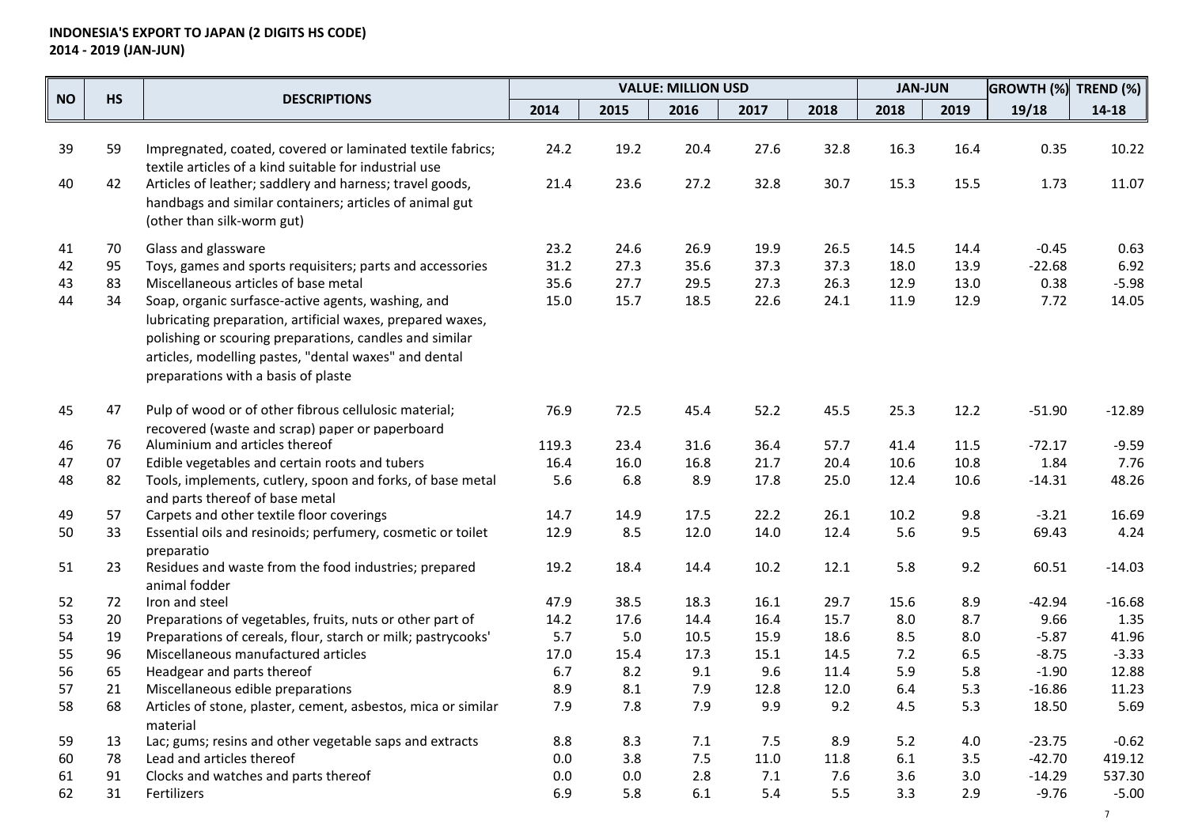**INDONESIA'S EXPORT TO JAPAN (2 DIGITS HS CODE)**
**2014 - 2019 (JAN-JUN)**

| NO | HS | DESCRIPTIONS | VALUE: MILLION USD | | | | | JAN-JUN | | GROWTH (%) | TREND (%) |
|---|---|---|---|---|---|---|---|---|---|---|---|
| | | | 2014 | 2015 | 2016 | 2017 | 2018 | 2018 | 2019 | 19/18 | 14-18 |
| 39 | 59 | Impregnated, coated, covered or laminated textile fabrics; textile articles of a kind suitable for industrial use | 24.2 | 19.2 | 20.4 | 27.6 | 32.8 | 16.3 | 16.4 | 0.35 | 10.22 |
| 40 | 42 | Articles of leather; saddlery and harness; travel goods, handbags and similar containers; articles of animal gut (other than silk-worm gut) | 21.4 | 23.6 | 27.2 | 32.8 | 30.7 | 15.3 | 15.5 | 1.73 | 11.07 |
| 41 | 70 | Glass and glassware | 23.2 | 24.6 | 26.9 | 19.9 | 26.5 | 14.5 | 14.4 | -0.45 | 0.63 |
| 42 | 95 | Toys, games and sports requisiters; parts and accessories | 31.2 | 27.3 | 35.6 | 37.3 | 37.3 | 18.0 | 13.9 | -22.68 | 6.92 |
| 43 | 83 | Miscellaneous articles of base metal | 35.6 | 27.7 | 29.5 | 27.3 | 26.3 | 12.9 | 13.0 | 0.38 | -5.98 |
| 44 | 34 | Soap, organic surfasce-active agents, washing, and lubricating preparation, artificial waxes, prepared waxes, polishing or scouring preparations, candles and similar articles, modelling pastes, "dental waxes" and dental preparations with a basis of plaste | 15.0 | 15.7 | 18.5 | 22.6 | 24.1 | 11.9 | 12.9 | 7.72 | 14.05 |
| 45 | 47 | Pulp of wood or of other fibrous cellulosic material; recovered (waste and scrap) paper or paperboard | 76.9 | 72.5 | 45.4 | 52.2 | 45.5 | 25.3 | 12.2 | -51.90 | -12.89 |
| 46 | 76 | Aluminium and articles thereof | 119.3 | 23.4 | 31.6 | 36.4 | 57.7 | 41.4 | 11.5 | -72.17 | -9.59 |
| 47 | 07 | Edible vegetables and certain roots and tubers | 16.4 | 16.0 | 16.8 | 21.7 | 20.4 | 10.6 | 10.8 | 1.84 | 7.76 |
| 48 | 82 | Tools, implements, cutlery, spoon and forks, of base metal and parts thereof of base metal | 5.6 | 6.8 | 8.9 | 17.8 | 25.0 | 12.4 | 10.6 | -14.31 | 48.26 |
| 49 | 57 | Carpets and other textile floor coverings | 14.7 | 14.9 | 17.5 | 22.2 | 26.1 | 10.2 | 9.8 | -3.21 | 16.69 |
| 50 | 33 | Essential oils and resinoids; perfumery, cosmetic or toilet preparatio | 12.9 | 8.5 | 12.0 | 14.0 | 12.4 | 5.6 | 9.5 | 69.43 | 4.24 |
| 51 | 23 | Residues and waste from the food industries; prepared animal fodder | 19.2 | 18.4 | 14.4 | 10.2 | 12.1 | 5.8 | 9.2 | 60.51 | -14.03 |
| 52 | 72 | Iron and steel | 47.9 | 38.5 | 18.3 | 16.1 | 29.7 | 15.6 | 8.9 | -42.94 | -16.68 |
| 53 | 20 | Preparations of vegetables, fruits, nuts or other part of | 14.2 | 17.6 | 14.4 | 16.4 | 15.7 | 8.0 | 8.7 | 9.66 | 1.35 |
| 54 | 19 | Preparations of cereals, flour, starch or milk; pastrycooks' | 5.7 | 5.0 | 10.5 | 15.9 | 18.6 | 8.5 | 8.0 | -5.87 | 41.96 |
| 55 | 96 | Miscellaneous manufactured articles | 17.0 | 15.4 | 17.3 | 15.1 | 14.5 | 7.2 | 6.5 | -8.75 | -3.33 |
| 56 | 65 | Headgear and parts thereof | 6.7 | 8.2 | 9.1 | 9.6 | 11.4 | 5.9 | 5.8 | -1.90 | 12.88 |
| 57 | 21 | Miscellaneous edible preparations | 8.9 | 8.1 | 7.9 | 12.8 | 12.0 | 6.4 | 5.3 | -16.86 | 11.23 |
| 58 | 68 | Articles of stone, plaster, cement, asbestos, mica or similar material | 7.9 | 7.8 | 7.9 | 9.9 | 9.2 | 4.5 | 5.3 | 18.50 | 5.69 |
| 59 | 13 | Lac; gums; resins and other vegetable saps and extracts | 8.8 | 8.3 | 7.1 | 7.5 | 8.9 | 5.2 | 4.0 | -23.75 | -0.62 |
| 60 | 78 | Lead and articles thereof | 0.0 | 3.8 | 7.5 | 11.0 | 11.8 | 6.1 | 3.5 | -42.70 | 419.12 |
| 61 | 91 | Clocks and watches and parts thereof | 0.0 | 0.0 | 2.8 | 7.1 | 7.6 | 3.6 | 3.0 | -14.29 | 537.30 |
| 62 | 31 | Fertilizers | 6.9 | 5.8 | 6.1 | 5.4 | 5.5 | 3.3 | 2.9 | -9.76 | -5.00 |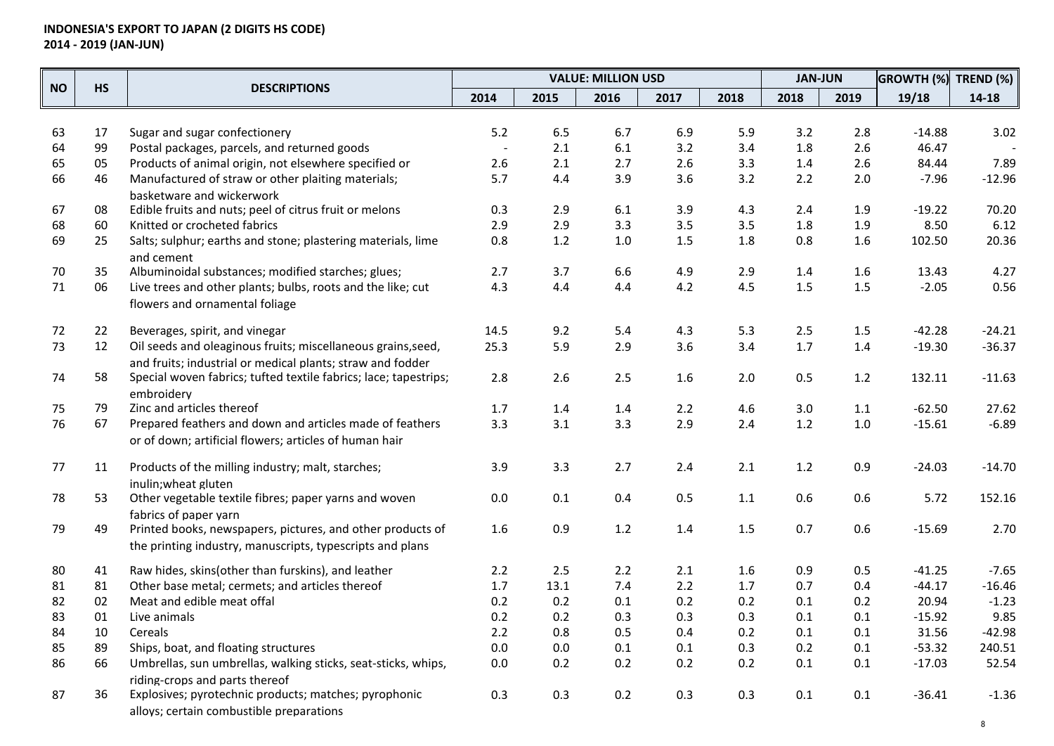**INDONESIA'S EXPORT TO JAPAN (2 DIGITS HS CODE)**
**2014 - 2019 (JAN-JUN)**

| NO | HS | DESCRIPTIONS | VALUE: MILLION USD | | | | | JAN-JUN | | GROWTH (%) | TREND (%) |
|---|---|---|---|---|---|---|---|---|---|---|---|
| | | | 2014 | 2015 | 2016 | 2017 | 2018 | 2018 | 2019 | 19/18 | 14-18 |
| 63 | 17 | Sugar and sugar confectionery | 5.2 | 6.5 | 6.7 | 6.9 | 5.9 | 3.2 | 2.8 | -14.88 | 3.02 |
| 64 | 99 | Postal packages, parcels, and returned goods | - | 2.1 | 6.1 | 3.2 | 3.4 | 1.8 | 2.6 | 46.47 | - |
| 65 | 05 | Products of animal origin, not elsewhere specified or | 2.6 | 2.1 | 2.7 | 2.6 | 3.3 | 1.4 | 2.6 | 84.44 | 7.89 |
| 66 | 46 | Manufactured of straw or other plaiting materials; basketware and wickerwork | 5.7 | 4.4 | 3.9 | 3.6 | 3.2 | 2.2 | 2.0 | -7.96 | -12.96 |
| 67 | 08 | Edible fruits and nuts; peel of citrus fruit or melons | 0.3 | 2.9 | 6.1 | 3.9 | 4.3 | 2.4 | 1.9 | -19.22 | 70.20 |
| 68 | 60 | Knitted or crocheted fabrics | 2.9 | 2.9 | 3.3 | 3.5 | 3.5 | 1.8 | 1.9 | 8.50 | 6.12 |
| 69 | 25 | Salts; sulphur; earths and stone; plastering materials, lime and cement | 0.8 | 1.2 | 1.0 | 1.5 | 1.8 | 0.8 | 1.6 | 102.50 | 20.36 |
| 70 | 35 | Albuminoidal substances; modified starches; glues; | 2.7 | 3.7 | 6.6 | 4.9 | 2.9 | 1.4 | 1.6 | 13.43 | 4.27 |
| 71 | 06 | Live trees and other plants; bulbs, roots and the like; cut flowers and ornamental foliage | 4.3 | 4.4 | 4.4 | 4.2 | 4.5 | 1.5 | 1.5 | -2.05 | 0.56 |
| 72 | 22 | Beverages, spirit, and vinegar | 14.5 | 9.2 | 5.4 | 4.3 | 5.3 | 2.5 | 1.5 | -42.28 | -24.21 |
| 73 | 12 | Oil seeds and oleaginous fruits; miscellaneous grains,seed, and fruits; industrial or medical plants; straw and fodder | 25.3 | 5.9 | 2.9 | 3.6 | 3.4 | 1.7 | 1.4 | -19.30 | -36.37 |
| 74 | 58 | Special woven fabrics; tufted textile fabrics; lace; tapestrips; embroidery | 2.8 | 2.6 | 2.5 | 1.6 | 2.0 | 0.5 | 1.2 | 132.11 | -11.63 |
| 75 | 79 | Zinc and articles thereof | 1.7 | 1.4 | 1.4 | 2.2 | 4.6 | 3.0 | 1.1 | -62.50 | 27.62 |
| 76 | 67 | Prepared feathers and down and articles made of feathers or of down; artificial flowers; articles of human hair | 3.3 | 3.1 | 3.3 | 2.9 | 2.4 | 1.2 | 1.0 | -15.61 | -6.89 |
| 77 | 11 | Products of the milling industry; malt, starches; inulin;wheat gluten | 3.9 | 3.3 | 2.7 | 2.4 | 2.1 | 1.2 | 0.9 | -24.03 | -14.70 |
| 78 | 53 | Other vegetable textile fibres; paper yarns and woven fabrics of paper yarn | 0.0 | 0.1 | 0.4 | 0.5 | 1.1 | 0.6 | 0.6 | 5.72 | 152.16 |
| 79 | 49 | Printed books, newspapers, pictures, and other products of the printing industry, manuscripts, typescripts and plans | 1.6 | 0.9 | 1.2 | 1.4 | 1.5 | 0.7 | 0.6 | -15.69 | 2.70 |
| 80 | 41 | Raw hides, skins(other than furskins), and leather | 2.2 | 2.5 | 2.2 | 2.1 | 1.6 | 0.9 | 0.5 | -41.25 | -7.65 |
| 81 | 81 | Other base metal; cermets; and articles thereof | 1.7 | 13.1 | 7.4 | 2.2 | 1.7 | 0.7 | 0.4 | -44.17 | -16.46 |
| 82 | 02 | Meat and edible meat offal | 0.2 | 0.2 | 0.1 | 0.2 | 0.2 | 0.1 | 0.2 | 20.94 | -1.23 |
| 83 | 01 | Live animals | 0.2 | 0.2 | 0.3 | 0.3 | 0.3 | 0.1 | 0.1 | -15.92 | 9.85 |
| 84 | 10 | Cereals | 2.2 | 0.8 | 0.5 | 0.4 | 0.2 | 0.1 | 0.1 | 31.56 | -42.98 |
| 85 | 89 | Ships, boat, and floating structures | 0.0 | 0.0 | 0.1 | 0.1 | 0.3 | 0.2 | 0.1 | -53.32 | 240.51 |
| 86 | 66 | Umbrellas, sun umbrellas, walking sticks, seat-sticks, whips, riding-crops and parts thereof | 0.0 | 0.2 | 0.2 | 0.2 | 0.2 | 0.1 | 0.1 | -17.03 | 52.54 |
| 87 | 36 | Explosives; pyrotechnic products; matches; pyrophonic alloys; certain combustible preparations | 0.3 | 0.3 | 0.2 | 0.3 | 0.3 | 0.1 | 0.1 | -36.41 | -1.36 |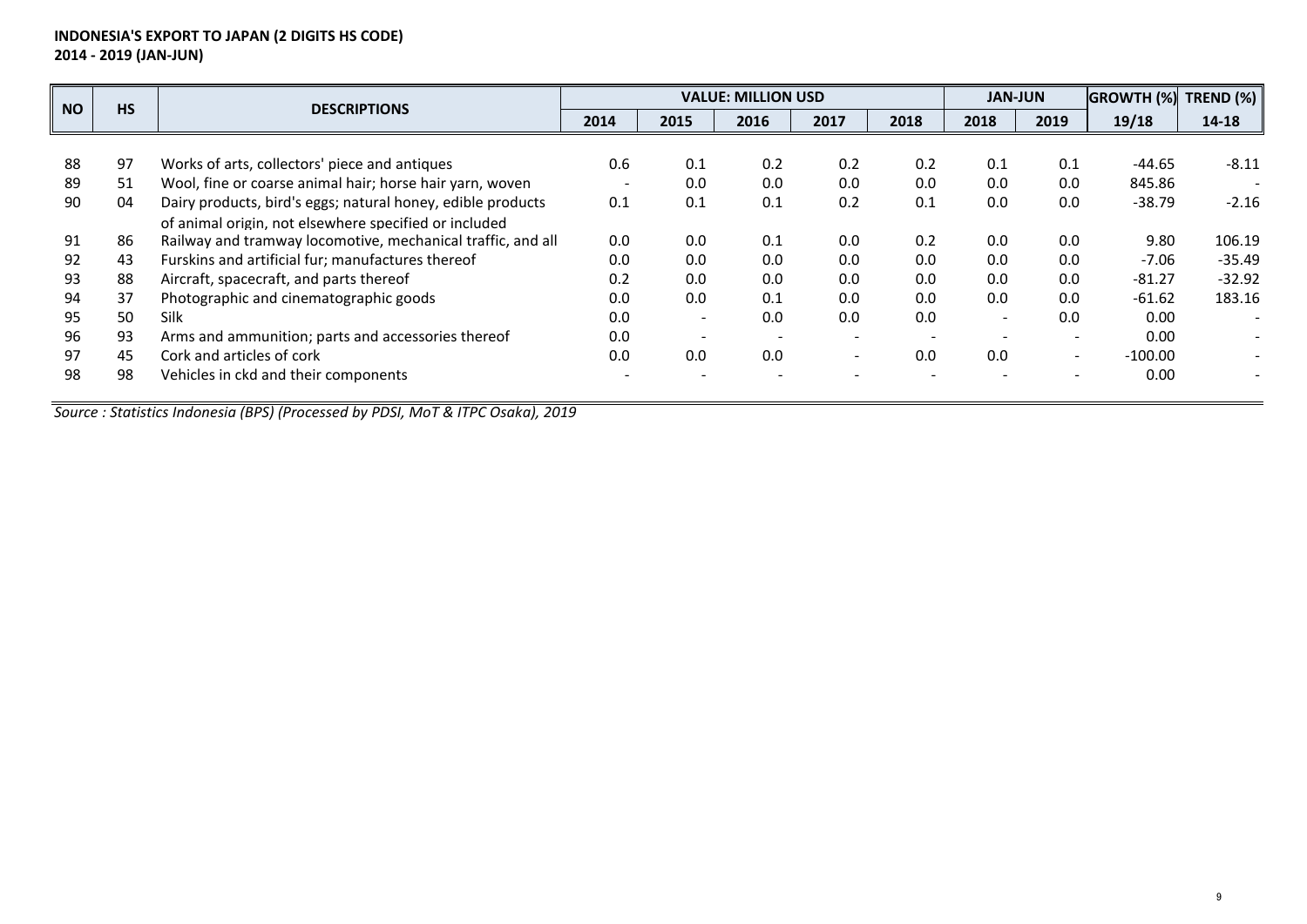**INDONESIA'S EXPORT TO JAPAN (2 DIGITS HS CODE)**
**2014 - 2019 (JAN-JUN)**

| NO | HS | DESCRIPTIONS | VALUE: MILLION USD | | | | | JAN-JUN | | GROWTH (%) | TREND (%) |
|---|---|---|---|---|---|---|---|---|---|---|---|
| | | | 2014 | 2015 | 2016 | 2017 | 2018 | 2018 | 2019 | 19/18 | 14-18 |
| 88 | 97 | Works of arts, collectors' piece and antiques | 0.6 | 0.1 | 0.2 | 0.2 | 0.2 | 0.1 | 0.1 | -44.65 | -8.11 |
| 89 | 51 | Wool, fine or coarse animal hair; horse hair yarn, woven | - | 0.0 | 0.0 | 0.0 | 0.0 | 0.0 | 0.0 | 845.86 | - |
| 90 | 04 | Dairy products, bird's eggs; natural honey, edible products of animal origin, not elsewhere specified or included | 0.1 | 0.1 | 0.1 | 0.2 | 0.1 | 0.0 | 0.0 | -38.79 | -2.16 |
| 91 | 86 | Railway and tramway locomotive, mechanical traffic, and all | 0.0 | 0.0 | 0.1 | 0.0 | 0.2 | 0.0 | 0.0 | 9.80 | 106.19 |
| 92 | 43 | Furskins and artificial fur; manufactures thereof | 0.0 | 0.0 | 0.0 | 0.0 | 0.0 | 0.0 | 0.0 | -7.06 | -35.49 |
| 93 | 88 | Aircraft, spacecraft, and parts thereof | 0.2 | 0.0 | 0.0 | 0.0 | 0.0 | 0.0 | 0.0 | -81.27 | -32.92 |
| 94 | 37 | Photographic and cinematographic goods | 0.0 | 0.0 | 0.1 | 0.0 | 0.0 | 0.0 | 0.0 | -61.62 | 183.16 |
| 95 | 50 | Silk | 0.0 | - | 0.0 | 0.0 | 0.0 | - | 0.0 | 0.00 | - |
| 96 | 93 | Arms and ammunition; parts and accessories thereof | 0.0 | - | - | - | - | - | - | 0.00 | - |
| 97 | 45 | Cork and articles of cork | 0.0 | 0.0 | 0.0 | - | 0.0 | 0.0 | - | -100.00 | - |
| 98 | 98 | Vehicles in ckd and their components | - | - | - | - | - | - | - | 0.00 | - |

*Source : Statistics Indonesia (BPS) (Processed by PDSI, MoT & ITPC Osaka), 2019*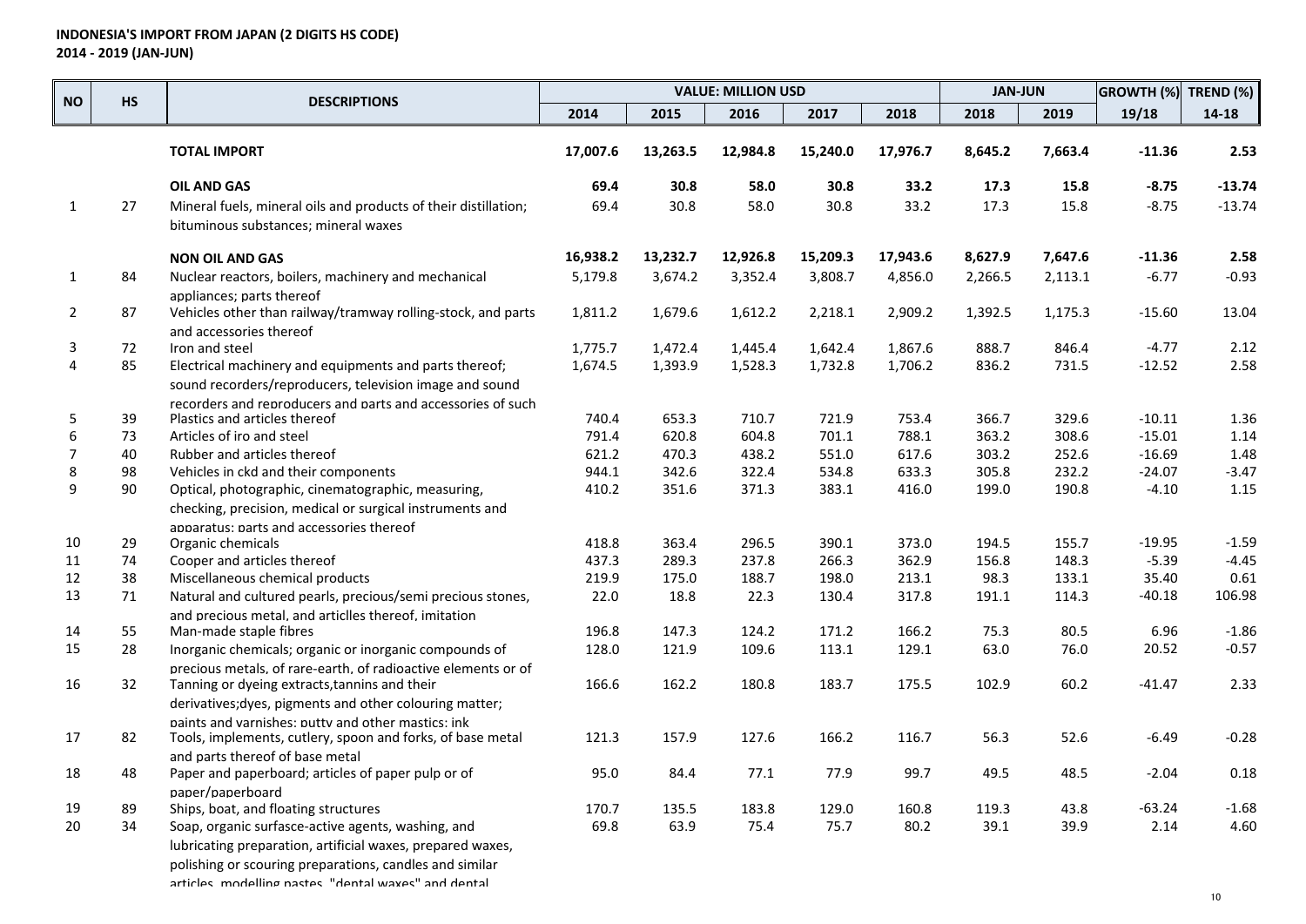**INDONESIA'S IMPORT FROM JAPAN (2 DIGITS HS CODE)**
**2014 - 2019 (JAN-JUN)**

| NO | HS | DESCRIPTIONS | VALUE: MILLION USD | | | | | JAN-JUN | | GROWTH (%) | TREND (%) |
|---|---|---|---|---|---|---|---|---|---|---|---|
| | | | 2014 | 2015 | 2016 | 2017 | 2018 | 2018 | 2019 | 19/18 | 14-18 |
| | | **TOTAL IMPORT** | **17,007.6** | **13,263.5** | **12,984.8** | **15,240.0** | **17,976.7** | **8,645.2** | **7,663.4** | **-11.36** | **2.53** |
| | | **OIL AND GAS** | **69.4** | **30.8** | **58.0** | **30.8** | **33.2** | **17.3** | **15.8** | **-8.75** | **-13.74** |
| 1 | 27 | Mineral fuels, mineral oils and products of their distillation; bituminous substances; mineral waxes | 69.4 | 30.8 | 58.0 | 30.8 | 33.2 | 17.3 | 15.8 | -8.75 | -13.74 |
| | | **NON OIL AND GAS** | **16,938.2** | **13,232.7** | **12,926.8** | **15,209.3** | **17,943.6** | **8,627.9** | **7,647.6** | **-11.36** | **2.58** |
| 1 | 84 | Nuclear reactors, boilers, machinery and mechanical appliances; parts thereof | 5,179.8 | 3,674.2 | 3,352.4 | 3,808.7 | 4,856.0 | 2,266.5 | 2,113.1 | -6.77 | -0.93 |
| 2 | 87 | Vehicles other than railway/tramway rolling-stock, and parts and accessories thereof | 1,811.2 | 1,679.6 | 1,612.2 | 2,218.1 | 2,909.2 | 1,392.5 | 1,175.3 | -15.60 | 13.04 |
| 3 | 72 | Iron and steel | 1,775.7 | 1,472.4 | 1,445.4 | 1,642.4 | 1,867.6 | 888.7 | 846.4 | -4.77 | 2.12 |
| 4 | 85 | Electrical machinery and equipments and parts thereof; sound recorders/reproducers, television image and sound recorders and reproducers and parts and accessories of such | 1,674.5 | 1,393.9 | 1,528.3 | 1,732.8 | 1,706.2 | 836.2 | 731.5 | -12.52 | 2.58 |
| 5 | 39 | Plastics and articles thereof | 740.4 | 653.3 | 710.7 | 721.9 | 753.4 | 366.7 | 329.6 | -10.11 | 1.36 |
| 6 | 73 | Articles of iro and steel | 791.4 | 620.8 | 604.8 | 701.1 | 788.1 | 363.2 | 308.6 | -15.01 | 1.14 |
| 7 | 40 | Rubber and articles thereof | 621.2 | 470.3 | 438.2 | 551.0 | 617.6 | 303.2 | 252.6 | -16.69 | 1.48 |
| 8 | 98 | Vehicles in ckd and their components | 944.1 | 342.6 | 322.4 | 534.8 | 633.3 | 305.8 | 232.2 | -24.07 | -3.47 |
| 9 | 90 | Optical, photographic, cinematographic, measuring, checking, precision, medical or surgical instruments and apparatus; parts and accessories thereof | 410.2 | 351.6 | 371.3 | 383.1 | 416.0 | 199.0 | 190.8 | -4.10 | 1.15 |
| 10 | 29 | Organic chemicals | 418.8 | 363.4 | 296.5 | 390.1 | 373.0 | 194.5 | 155.7 | -19.95 | -1.59 |
| 11 | 74 | Cooper and articles thereof | 437.3 | 289.3 | 237.8 | 266.3 | 362.9 | 156.8 | 148.3 | -5.39 | -4.45 |
| 12 | 38 | Miscellaneous chemical products | 219.9 | 175.0 | 188.7 | 198.0 | 213.1 | 98.3 | 133.1 | 35.40 | 0.61 |
| 13 | 71 | Natural and cultured pearls, precious/semi precious stones, and precious metal, and articlles thereof, imitation | 22.0 | 18.8 | 22.3 | 130.4 | 317.8 | 191.1 | 114.3 | -40.18 | 106.98 |
| 14 | 55 | Man-made staple fibres | 196.8 | 147.3 | 124.2 | 171.2 | 166.2 | 75.3 | 80.5 | 6.96 | -1.86 |
| 15 | 28 | Inorganic chemicals; organic or inorganic compounds of precious metals, of rare-earth, of radioactive elements or of | 128.0 | 121.9 | 109.6 | 113.1 | 129.1 | 63.0 | 76.0 | 20.52 | -0.57 |
| 16 | 32 | Tanning or dyeing extracts,tannins and their derivatives;dyes, pigments and other colouring matter; paints and varnishes; putty and other mastics; ink | 166.6 | 162.2 | 180.8 | 183.7 | 175.5 | 102.9 | 60.2 | -41.47 | 2.33 |
| 17 | 82 | Tools, implements, cutlery, spoon and forks, of base metal and parts thereof of base metal | 121.3 | 157.9 | 127.6 | 166.2 | 116.7 | 56.3 | 52.6 | -6.49 | -0.28 |
| 18 | 48 | Paper and paperboard; articles of paper pulp or of paper/paperboard | 95.0 | 84.4 | 77.1 | 77.9 | 99.7 | 49.5 | 48.5 | -2.04 | 0.18 |
| 19 | 89 | Ships, boat, and floating structures | 170.7 | 135.5 | 183.8 | 129.0 | 160.8 | 119.3 | 43.8 | -63.24 | -1.68 |
| 20 | 34 | Soap, organic surfasce-active agents, washing, and lubricating preparation, artificial waxes, prepared waxes, polishing or scouring preparations, candles and similar articles, modelling pastes, "dental waxes" and dental | 69.8 | 63.9 | 75.4 | 75.7 | 80.2 | 39.1 | 39.9 | 2.14 | 4.60 |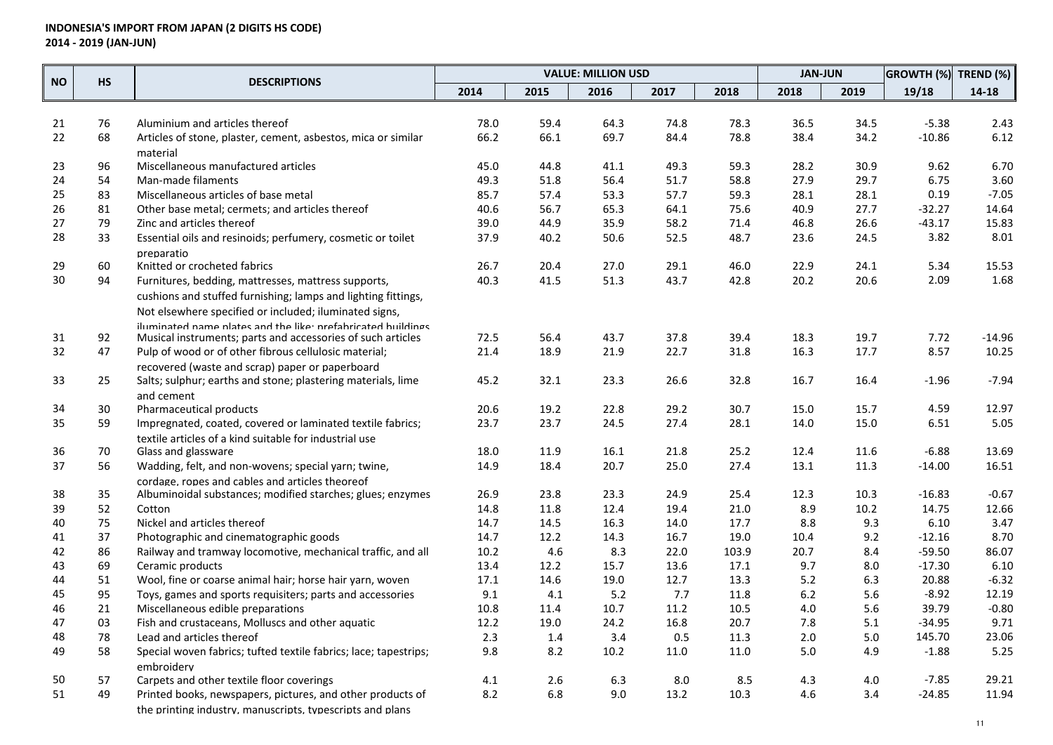**INDONESIA'S IMPORT FROM JAPAN (2 DIGITS HS CODE)**
**2014 - 2019 (JAN-JUN)**

| NO | HS | DESCRIPTIONS | VALUE: MILLION USD | | | | | JAN-JUN | | GROWTH (%) | TREND (%) |
|---|---|---|---|---|---|---|---|---|---|---|---|
| | | | 2014 | 2015 | 2016 | 2017 | 2018 | 2018 | 2019 | 19/18 | 14-18 |
| 21 | 76 | Aluminium and articles thereof | 78.0 | 59.4 | 64.3 | 74.8 | 78.3 | 36.5 | 34.5 | -5.38 | 2.43 |
| 22 | 68 | Articles of stone, plaster, cement, asbestos, mica or similar material | 66.2 | 66.1 | 69.7 | 84.4 | 78.8 | 38.4 | 34.2 | -10.86 | 6.12 |
| 23 | 96 | Miscellaneous manufactured articles | 45.0 | 44.8 | 41.1 | 49.3 | 59.3 | 28.2 | 30.9 | 9.62 | 6.70 |
| 24 | 54 | Man-made filaments | 49.3 | 51.8 | 56.4 | 51.7 | 58.8 | 27.9 | 29.7 | 6.75 | 3.60 |
| 25 | 83 | Miscellaneous articles of base metal | 85.7 | 57.4 | 53.3 | 57.7 | 59.3 | 28.1 | 28.1 | 0.19 | -7.05 |
| 26 | 81 | Other base metal; cermets; and articles thereof | 40.6 | 56.7 | 65.3 | 64.1 | 75.6 | 40.9 | 27.7 | -32.27 | 14.64 |
| 27 | 79 | Zinc and articles thereof | 39.0 | 44.9 | 35.9 | 58.2 | 71.4 | 46.8 | 26.6 | -43.17 | 15.83 |
| 28 | 33 | Essential oils and resinoids; perfumery, cosmetic or toilet preparatio | 37.9 | 40.2 | 50.6 | 52.5 | 48.7 | 23.6 | 24.5 | 3.82 | 8.01 |
| 29 | 60 | Knitted or crocheted fabrics | 26.7 | 20.4 | 27.0 | 29.1 | 46.0 | 22.9 | 24.1 | 5.34 | 15.53 |
| 30 | 94 | Furnitures, bedding, mattresses, mattress supports, cushions and stuffed furnishing; lamps and lighting fittings, Not elsewhere specified or included; iluminated signs, illuminated name plates and the like; prefabricated buildings | 40.3 | 41.5 | 51.3 | 43.7 | 42.8 | 20.2 | 20.6 | 2.09 | 1.68 |
| 31 | 92 | Musical instruments; parts and accessories of such articles | 72.5 | 56.4 | 43.7 | 37.8 | 39.4 | 18.3 | 19.7 | 7.72 | -14.96 |
| 32 | 47 | Pulp of wood or of other fibrous cellulosic material; recovered (waste and scrap) paper or paperboard | 21.4 | 18.9 | 21.9 | 22.7 | 31.8 | 16.3 | 17.7 | 8.57 | 10.25 |
| 33 | 25 | Salts; sulphur; earths and stone; plastering materials, lime and cement | 45.2 | 32.1 | 23.3 | 26.6 | 32.8 | 16.7 | 16.4 | -1.96 | -7.94 |
| 34 | 30 | Pharmaceutical products | 20.6 | 19.2 | 22.8 | 29.2 | 30.7 | 15.0 | 15.7 | 4.59 | 12.97 |
| 35 | 59 | Impregnated, coated, covered or laminated textile fabrics; textile articles of a kind suitable for industrial use | 23.7 | 23.7 | 24.5 | 27.4 | 28.1 | 14.0 | 15.0 | 6.51 | 5.05 |
| 36 | 70 | Glass and glassware | 18.0 | 11.9 | 16.1 | 21.8 | 25.2 | 12.4 | 11.6 | -6.88 | 13.69 |
| 37 | 56 | Wadding, felt, and non-wovens; special yarn; twine, cordage, ropes and cables and articles theoreof | 14.9 | 18.4 | 20.7 | 25.0 | 27.4 | 13.1 | 11.3 | -14.00 | 16.51 |
| 38 | 35 | Albuminoidal substances; modified starches; glues; enzymes | 26.9 | 23.8 | 23.3 | 24.9 | 25.4 | 12.3 | 10.3 | -16.83 | -0.67 |
| 39 | 52 | Cotton | 14.8 | 11.8 | 12.4 | 19.4 | 21.0 | 8.9 | 10.2 | 14.75 | 12.66 |
| 40 | 75 | Nickel and articles thereof | 14.7 | 14.5 | 16.3 | 14.0 | 17.7 | 8.8 | 9.3 | 6.10 | 3.47 |
| 41 | 37 | Photographic and cinematographic goods | 14.7 | 12.2 | 14.3 | 16.7 | 19.0 | 10.4 | 9.2 | -12.16 | 8.70 |
| 42 | 86 | Railway and tramway locomotive, mechanical traffic, and all | 10.2 | 4.6 | 8.3 | 22.0 | 103.9 | 20.7 | 8.4 | -59.50 | 86.07 |
| 43 | 69 | Ceramic products | 13.4 | 12.2 | 15.7 | 13.6 | 17.1 | 9.7 | 8.0 | -17.30 | 6.10 |
| 44 | 51 | Wool, fine or coarse animal hair; horse hair yarn, woven | 17.1 | 14.6 | 19.0 | 12.7 | 13.3 | 5.2 | 6.3 | 20.88 | -6.32 |
| 45 | 95 | Toys, games and sports requisiters; parts and accessories | 9.1 | 4.1 | 5.2 | 7.7 | 11.8 | 6.2 | 5.6 | -8.92 | 12.19 |
| 46 | 21 | Miscellaneous edible preparations | 10.8 | 11.4 | 10.7 | 11.2 | 10.5 | 4.0 | 5.6 | 39.79 | -0.80 |
| 47 | 03 | Fish and crustaceans, Molluscs and other aquatic | 12.2 | 19.0 | 24.2 | 16.8 | 20.7 | 7.8 | 5.1 | -34.95 | 9.71 |
| 48 | 78 | Lead and articles thereof | 2.3 | 1.4 | 3.4 | 0.5 | 11.3 | 2.0 | 5.0 | 145.70 | 23.06 |
| 49 | 58 | Special woven fabrics; tufted textile fabrics; lace; tapestrips; embroidery | 9.8 | 8.2 | 10.2 | 11.0 | 11.0 | 5.0 | 4.9 | -1.88 | 5.25 |
| 50 | 57 | Carpets and other textile floor coverings | 4.1 | 2.6 | 6.3 | 8.0 | 8.5 | 4.3 | 4.0 | -7.85 | 29.21 |
| 51 | 49 | Printed books, newspapers, pictures, and other products of the printing industry, manuscripts, typescripts and plans | 8.2 | 6.8 | 9.0 | 13.2 | 10.3 | 4.6 | 3.4 | -24.85 | 11.94 |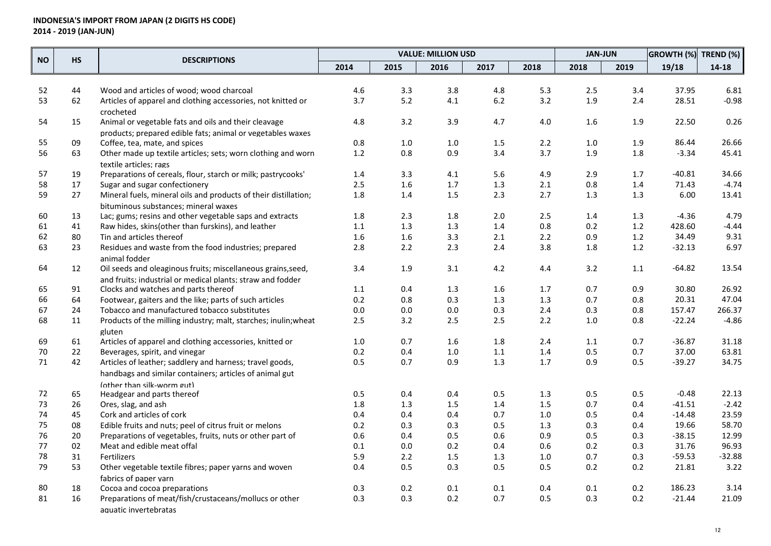**INDONESIA'S IMPORT FROM JAPAN (2 DIGITS HS CODE)**
**2014 - 2019 (JAN-JUN)**

| NO | HS | DESCRIPTIONS | VALUE: MILLION USD | | | | | JAN-JUN | | GROWTH (%) | TREND (%) |
|---|---|---|---|---|---|---|---|---|---|---|---|
| | | | 2014 | 2015 | 2016 | 2017 | 2018 | 2018 | 2019 | 19/18 | 14-18 |
| 52 | 44 | Wood and articles of wood; wood charcoal | 4.6 | 3.3 | 3.8 | 4.8 | 5.3 | 2.5 | 3.4 | 37.95 | 6.81 |
| 53 | 62 | Articles of apparel and clothing accessories, not knitted or crocheted | 3.7 | 5.2 | 4.1 | 6.2 | 3.2 | 1.9 | 2.4 | 28.51 | -0.98 |
| 54 | 15 | Animal or vegetable fats and oils and their cleavage products; prepared edible fats; animal or vegetables waxes | 4.8 | 3.2 | 3.9 | 4.7 | 4.0 | 1.6 | 1.9 | 22.50 | 0.26 |
| 55 | 09 | Coffee, tea, mate, and spices | 0.8 | 1.0 | 1.0 | 1.5 | 2.2 | 1.0 | 1.9 | 86.44 | 26.66 |
| 56 | 63 | Other made up textile articles; sets; worn clothing and worn textile articles; rags | 1.2 | 0.8 | 0.9 | 3.4 | 3.7 | 1.9 | 1.8 | -3.34 | 45.41 |
| 57 | 19 | Preparations of cereals, flour, starch or milk; pastrycooks' | 1.4 | 3.3 | 4.1 | 5.6 | 4.9 | 2.9 | 1.7 | -40.81 | 34.66 |
| 58 | 17 | Sugar and sugar confectionery | 2.5 | 1.6 | 1.7 | 1.3 | 2.1 | 0.8 | 1.4 | 71.43 | -4.74 |
| 59 | 27 | Mineral fuels, mineral oils and products of their distillation; bituminous substances; mineral waxes | 1.8 | 1.4 | 1.5 | 2.3 | 2.7 | 1.3 | 1.3 | 6.00 | 13.41 |
| 60 | 13 | Lac; gums; resins and other vegetable saps and extracts | 1.8 | 2.3 | 1.8 | 2.0 | 2.5 | 1.4 | 1.3 | -4.36 | 4.79 |
| 61 | 41 | Raw hides, skins(other than furskins), and leather | 1.1 | 1.3 | 1.3 | 1.4 | 0.8 | 0.2 | 1.2 | 428.60 | -4.44 |
| 62 | 80 | Tin and articles thereof | 1.6 | 1.6 | 3.3 | 2.1 | 2.2 | 0.9 | 1.2 | 34.49 | 9.31 |
| 63 | 23 | Residues and waste from the food industries; prepared animal fodder | 2.8 | 2.2 | 2.3 | 2.4 | 3.8 | 1.8 | 1.2 | -32.13 | 6.97 |
| 64 | 12 | Oil seeds and oleaginous fruits; miscellaneous grains,seed, and fruits; industrial or medical plants; straw and fodder | 3.4 | 1.9 | 3.1 | 4.2 | 4.4 | 3.2 | 1.1 | -64.82 | 13.54 |
| 65 | 91 | Clocks and watches and parts thereof | 1.1 | 0.4 | 1.3 | 1.6 | 1.7 | 0.7 | 0.9 | 30.80 | 26.92 |
| 66 | 64 | Footwear, gaiters and the like; parts of such articles | 0.2 | 0.8 | 0.3 | 1.3 | 1.3 | 0.7 | 0.8 | 20.31 | 47.04 |
| 67 | 24 | Tobacco and manufactured tobacco substitutes | 0.0 | 0.0 | 0.0 | 0.3 | 2.4 | 0.3 | 0.8 | 157.47 | 266.37 |
| 68 | 11 | Products of the milling industry; malt, starches; inulin;wheat gluten | 2.5 | 3.2 | 2.5 | 2.5 | 2.2 | 1.0 | 0.8 | -22.24 | -4.86 |
| 69 | 61 | Articles of apparel and clothing accessories, knitted or | 1.0 | 0.7 | 1.6 | 1.8 | 2.4 | 1.1 | 0.7 | -36.87 | 31.18 |
| 70 | 22 | Beverages, spirit, and vinegar | 0.2 | 0.4 | 1.0 | 1.1 | 1.4 | 0.5 | 0.7 | 37.00 | 63.81 |
| 71 | 42 | Articles of leather; saddlery and harness; travel goods, handbags and similar containers; articles of animal gut (other than silk-worm gut) | 0.5 | 0.7 | 0.9 | 1.3 | 1.7 | 0.9 | 0.5 | -39.27 | 34.75 |
| 72 | 65 | Headgear and parts thereof | 0.5 | 0.4 | 0.4 | 0.5 | 1.3 | 0.5 | 0.5 | -0.48 | 22.13 |
| 73 | 26 | Ores, slag, and ash | 1.8 | 1.3 | 1.5 | 1.4 | 1.5 | 0.7 | 0.4 | -41.51 | -2.42 |
| 74 | 45 | Cork and articles of cork | 0.4 | 0.4 | 0.4 | 0.7 | 1.0 | 0.5 | 0.4 | -14.48 | 23.59 |
| 75 | 08 | Edible fruits and nuts; peel of citrus fruit or melons | 0.2 | 0.3 | 0.3 | 0.5 | 1.3 | 0.3 | 0.4 | 19.66 | 58.70 |
| 76 | 20 | Preparations of vegetables, fruits, nuts or other part of | 0.6 | 0.4 | 0.5 | 0.6 | 0.9 | 0.5 | 0.3 | -38.15 | 12.99 |
| 77 | 02 | Meat and edible meat offal | 0.1 | 0.0 | 0.2 | 0.4 | 0.6 | 0.2 | 0.3 | 31.76 | 96.93 |
| 78 | 31 | Fertilizers | 5.9 | 2.2 | 1.5 | 1.3 | 1.0 | 0.7 | 0.3 | -59.53 | -32.88 |
| 79 | 53 | Other vegetable textile fibres; paper yarns and woven fabrics of paper yarn | 0.4 | 0.5 | 0.3 | 0.5 | 0.5 | 0.2 | 0.2 | 21.81 | 3.22 |
| 80 | 18 | Cocoa and cocoa preparations | 0.3 | 0.2 | 0.1 | 0.1 | 0.4 | 0.1 | 0.2 | 186.23 | 3.14 |
| 81 | 16 | Preparations of meat/fish/crustaceans/mollucs or other aquatic invertebratas | 0.3 | 0.3 | 0.2 | 0.7 | 0.5 | 0.3 | 0.2 | -21.44 | 21.09 |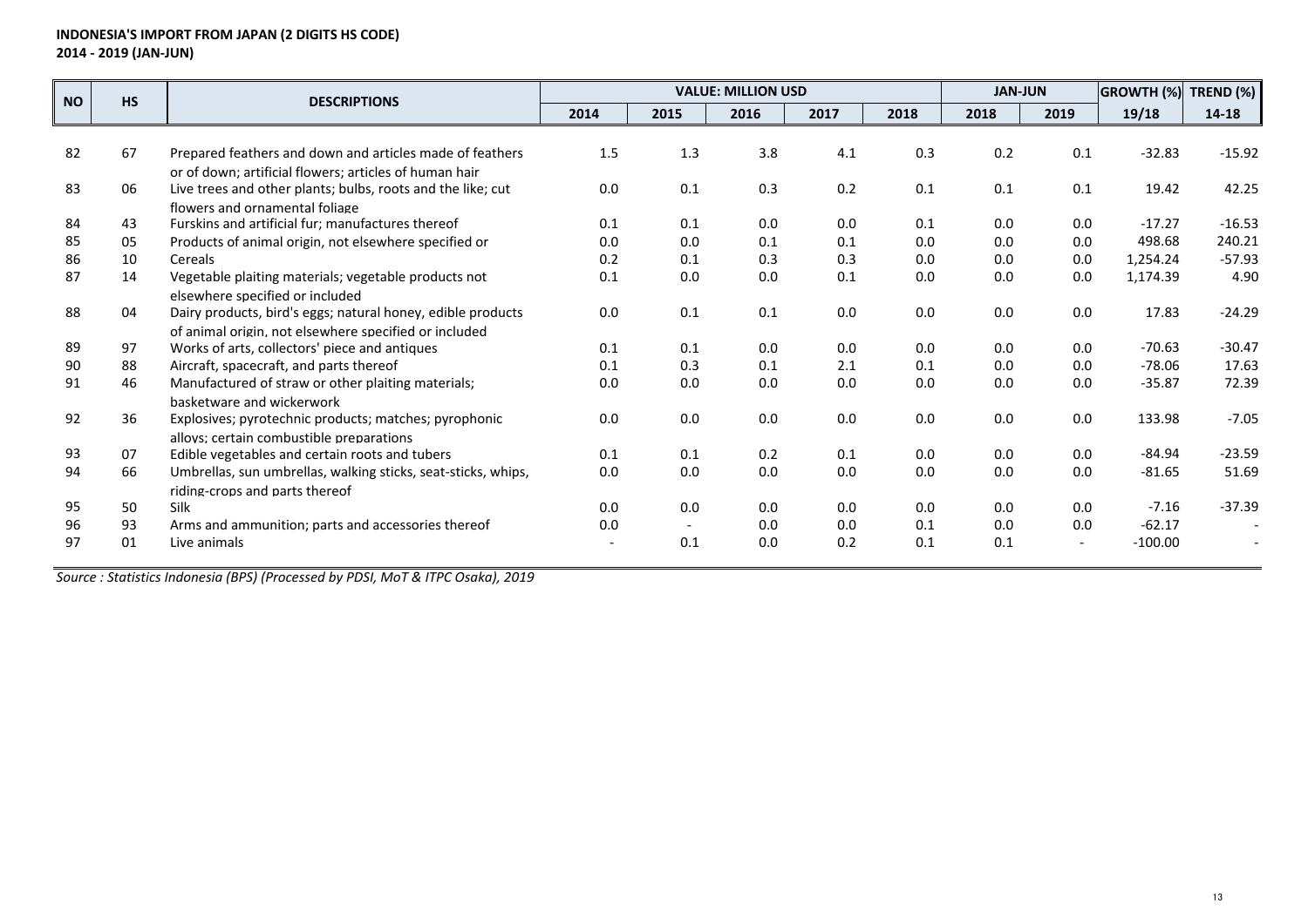**INDONESIA'S IMPORT FROM JAPAN (2 DIGITS HS CODE)**
**2014 - 2019 (JAN-JUN)**

| NO | HS | DESCRIPTIONS | VALUE: MILLION USD | | | | | JAN-JUN | | GROWTH (%) | TREND (%) |
|---|---|---|---|---|---|---|---|---|---|---|---|
| | | | 2014 | 2015 | 2016 | 2017 | 2018 | 2018 | 2019 | 19/18 | 14-18 |
| 82 | 67 | Prepared feathers and down and articles made of feathers or of down; artificial flowers; articles of human hair | 1.5 | 1.3 | 3.8 | 4.1 | 0.3 | 0.2 | 0.1 | -32.83 | -15.92 |
| 83 | 06 | Live trees and other plants; bulbs, roots and the like; cut flowers and ornamental foliage | 0.0 | 0.1 | 0.3 | 0.2 | 0.1 | 0.1 | 0.1 | 19.42 | 42.25 |
| 84 | 43 | Furskins and artificial fur; manufactures thereof | 0.1 | 0.1 | 0.0 | 0.0 | 0.1 | 0.0 | 0.0 | -17.27 | -16.53 |
| 85 | 05 | Products of animal origin, not elsewhere specified or | 0.0 | 0.0 | 0.1 | 0.1 | 0.0 | 0.0 | 0.0 | 498.68 | 240.21 |
| 86 | 10 | Cereals | 0.2 | 0.1 | 0.3 | 0.3 | 0.0 | 0.0 | 0.0 | 1,254.24 | -57.93 |
| 87 | 14 | Vegetable plaiting materials; vegetable products not elsewhere specified or included | 0.1 | 0.0 | 0.0 | 0.1 | 0.0 | 0.0 | 0.0 | 1,174.39 | 4.90 |
| 88 | 04 | Dairy products, bird's eggs; natural honey, edible products of animal origin, not elsewhere specified or included | 0.0 | 0.1 | 0.1 | 0.0 | 0.0 | 0.0 | 0.0 | 17.83 | -24.29 |
| 89 | 97 | Works of arts, collectors' piece and antiques | 0.1 | 0.1 | 0.0 | 0.0 | 0.0 | 0.0 | 0.0 | -70.63 | -30.47 |
| 90 | 88 | Aircraft, spacecraft, and parts thereof | 0.1 | 0.3 | 0.1 | 2.1 | 0.1 | 0.0 | 0.0 | -78.06 | 17.63 |
| 91 | 46 | Manufactured of straw or other plaiting materials; basketware and wickerwork | 0.0 | 0.0 | 0.0 | 0.0 | 0.0 | 0.0 | 0.0 | -35.87 | 72.39 |
| 92 | 36 | Explosives; pyrotechnic products; matches; pyrophonic alloys; certain combustible preparations | 0.0 | 0.0 | 0.0 | 0.0 | 0.0 | 0.0 | 0.0 | 133.98 | -7.05 |
| 93 | 07 | Edible vegetables and certain roots and tubers | 0.1 | 0.1 | 0.2 | 0.1 | 0.0 | 0.0 | 0.0 | -84.94 | -23.59 |
| 94 | 66 | Umbrellas, sun umbrellas, walking sticks, seat-sticks, whips, riding-crops and parts thereof | 0.0 | 0.0 | 0.0 | 0.0 | 0.0 | 0.0 | 0.0 | -81.65 | 51.69 |
| 95 | 50 | Silk | 0.0 | 0.0 | 0.0 | 0.0 | 0.0 | 0.0 | 0.0 | -7.16 | -37.39 |
| 96 | 93 | Arms and ammunition; parts and accessories thereof | 0.0 | - | 0.0 | 0.0 | 0.1 | 0.0 | 0.0 | -62.17 | - |
| 97 | 01 | Live animals | - | 0.1 | 0.0 | 0.2 | 0.1 | 0.1 | - | -100.00 | - |

*Source : Statistics Indonesia (BPS) (Processed by PDSI, MoT & ITPC Osaka), 2019*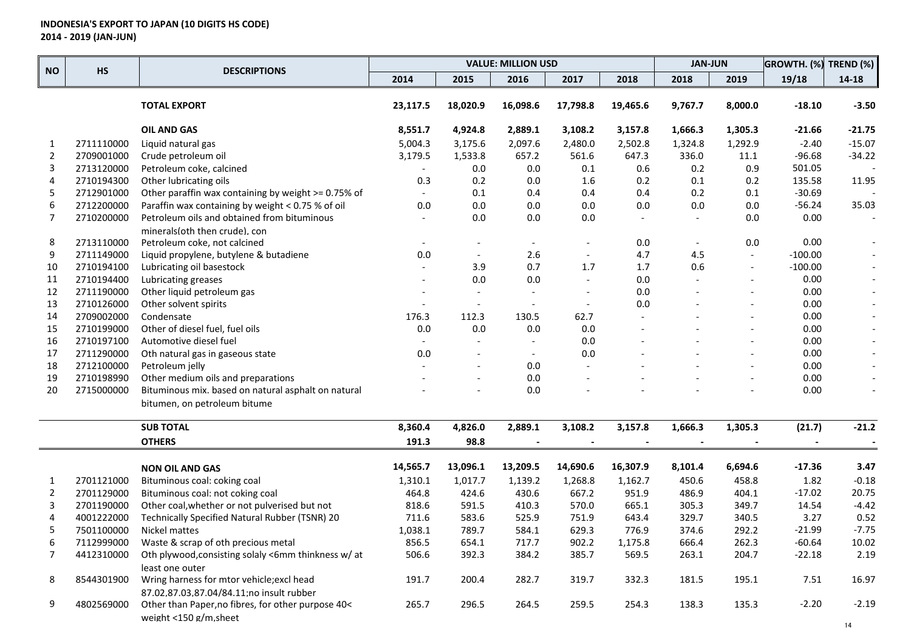**INDONESIA'S EXPORT TO JAPAN (10 DIGITS HS CODE)**
**2014 - 2019 (JAN-JUN)**

| NO | HS | DESCRIPTIONS | VALUE: MILLION USD | | | | | JAN-JUN | | GROWTH. (%) | TREND (%) |
|---|---|---|---|---|---|---|---|---|---|---|---|
| | | | 2014 | 2015 | 2016 | 2017 | 2018 | 2018 | 2019 | 19/18 | 14-18 |
| | | **TOTAL EXPORT** | **23,117.5** | **18,020.9** | **16,098.6** | **17,798.8** | **19,465.6** | **9,767.7** | **8,000.0** | **-18.10** | **-3.50** |
| | | **OIL AND GAS** | **8,551.7** | **4,924.8** | **2,889.1** | **3,108.2** | **3,157.8** | **1,666.3** | **1,305.3** | **-21.66** | **-21.75** |
| 1 | 2711110000 | Liquid natural gas | 5,004.3 | 3,175.6 | 2,097.6 | 2,480.0 | 2,502.8 | 1,324.8 | 1,292.9 | -2.40 | -15.07 |
| 2 | 2709001000 | Crude petroleum oil | 3,179.5 | 1,533.8 | 657.2 | 561.6 | 647.3 | 336.0 | 11.1 | -96.68 | -34.22 |
| 3 | 2713120000 | Petroleum coke, calcined | - | 0.0 | 0.0 | 0.1 | 0.6 | 0.2 | 0.9 | 501.05 | - |
| 4 | 2710194300 | Other lubricating oils | 0.3 | 0.2 | 0.0 | 1.6 | 0.2 | 0.1 | 0.2 | 135.58 | 11.95 |
| 5 | 2712901000 | Other paraffin wax containing by weight >= 0.75% of | - | 0.1 | 0.4 | 0.4 | 0.4 | 0.2 | 0.1 | -30.69 | - |
| 6 | 2712200000 | Paraffin wax containing by weight < 0.75 % of oil | 0.0 | 0.0 | 0.0 | 0.0 | 0.0 | 0.0 | 0.0 | -56.24 | 35.03 |
| 7 | 2710200000 | Petroleum oils and obtained from bituminous minerals(oth then crude), con | - | 0.0 | 0.0 | 0.0 | - | - | 0.0 | 0.00 | - |
| 8 | 2713110000 | Petroleum coke, not calcined | - | - | - | - | 0.0 | - | 0.0 | 0.00 | - |
| 9 | 2711149000 | Liquid propylene, butylene & butadiene | 0.0 | - | 2.6 | - | 4.7 | 4.5 | - | -100.00 | - |
| 10 | 2710194100 | Lubricating oil basestock | - | 3.9 | 0.7 | 1.7 | 1.7 | 0.6 | - | -100.00 | - |
| 11 | 2710194400 | Lubricating greases | - | 0.0 | 0.0 | - | 0.0 | - | - | 0.00 | - |
| 12 | 2711190000 | Other liquid petroleum gas | - | - | - | - | 0.0 | - | - | 0.00 | - |
| 13 | 2710126000 | Other solvent spirits | - | - | - | - | 0.0 | - | - | 0.00 | - |
| 14 | 2709002000 | Condensate | 176.3 | 112.3 | 130.5 | 62.7 | - | - | - | 0.00 | - |
| 15 | 2710199000 | Other of diesel fuel, fuel oils | 0.0 | 0.0 | 0.0 | 0.0 | - | - | - | 0.00 | - |
| 16 | 2710197100 | Automotive diesel fuel | - | - | - | 0.0 | - | - | - | 0.00 | - |
| 17 | 2711290000 | Oth natural gas in gaseous state | 0.0 | - | - | 0.0 | - | - | - | 0.00 | - |
| 18 | 2712100000 | Petroleum jelly | - | - | 0.0 | - | - | - | - | 0.00 | - |
| 19 | 2710198990 | Other medium oils and preparations | - | - | 0.0 | - | - | - | - | 0.00 | - |
| 20 | 2715000000 | Bituminous mix. based on natural asphalt on natural bitumen, on petroleum bitume | - | - | 0.0 | - | - | - | - | 0.00 | - |
| | | **SUB TOTAL** | **8,360.4** | **4,826.0** | **2,889.1** | **3,108.2** | **3,157.8** | **1,666.3** | **1,305.3** | **(21.7)** | **-21.2** |
| | | **OTHERS** | **191.3** | **98.8** | **-** | **-** | **-** | **-** | **-** | **-** | **-** |
| | | **NON OIL AND GAS** | **14,565.7** | **13,096.1** | **13,209.5** | **14,690.6** | **16,307.9** | **8,101.4** | **6,694.6** | **-17.36** | **3.47** |
| 1 | 2701121000 | Bituminous coal: coking coal | 1,310.1 | 1,017.7 | 1,139.2 | 1,268.8 | 1,162.7 | 450.6 | 458.8 | 1.82 | -0.18 |
| 2 | 2701129000 | Bituminous coal: not coking coal | 464.8 | 424.6 | 430.6 | 667.2 | 951.9 | 486.9 | 404.1 | -17.02 | 20.75 |
| 3 | 2701190000 | Other coal,whether or not pulverised but not | 818.6 | 591.5 | 410.3 | 570.0 | 665.1 | 305.3 | 349.7 | 14.54 | -4.42 |
| 4 | 4001222000 | Technically Specified Natural Rubber (TSNR) 20 | 711.6 | 583.6 | 525.9 | 751.9 | 643.4 | 329.7 | 340.5 | 3.27 | 0.52 |
| 5 | 7501100000 | Nickel mattes | 1,038.1 | 789.7 | 584.1 | 629.3 | 776.9 | 374.6 | 292.2 | -21.99 | -7.75 |
| 6 | 7112999000 | Waste & scrap of oth precious metal | 856.5 | 654.1 | 717.7 | 902.2 | 1,175.8 | 666.4 | 262.3 | -60.64 | 10.02 |
| 7 | 4412310000 | Oth plywood,consisting solaly <6mm thinkness w/ at least one outer | 506.6 | 392.3 | 384.2 | 385.7 | 569.5 | 263.1 | 204.7 | -22.18 | 2.19 |
| 8 | 8544301900 | Wring harness for mtor vehicle;excl head 87.02,87.03,87.04/84.11;no insult rubber | 191.7 | 200.4 | 282.7 | 319.7 | 332.3 | 181.5 | 195.1 | 7.51 | 16.97 |
| 9 | 4802569000 | Other than Paper,no fibres, for other purpose 40< weight <150 g/m,sheet | 265.7 | 296.5 | 264.5 | 259.5 | 254.3 | 138.3 | 135.3 | -2.20 | -2.19 |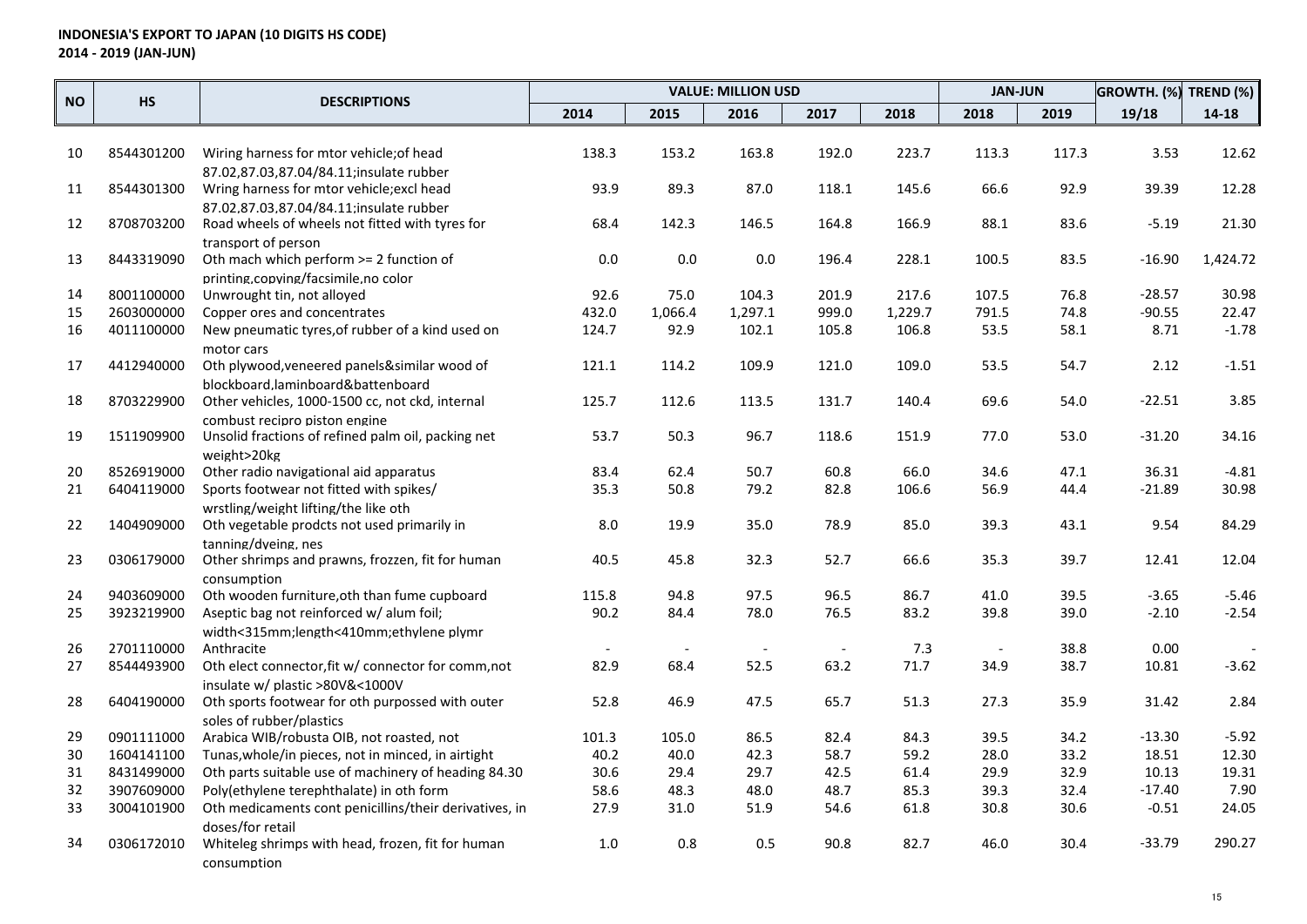**INDONESIA'S EXPORT TO JAPAN (10 DIGITS HS CODE)**
**2014 - 2019 (JAN-JUN)**

| NO | HS | DESCRIPTIONS | VALUE: MILLION USD | | | | | JAN-JUN | | GROWTH. (%) | TREND (%) |
|---|---|---|---|---|---|---|---|---|---|---|---|
| | | | 2014 | 2015 | 2016 | 2017 | 2018 | 2018 | 2019 | 19/18 | 14-18 |
| 10 | 8544301200 | Wiring harness for mtor vehicle;of head 87.02,87.03,87.04/84.11;insulate rubber | 138.3 | 153.2 | 163.8 | 192.0 | 223.7 | 113.3 | 117.3 | 3.53 | 12.62 |
| 11 | 8544301300 | Wring harness for mtor vehicle;excl head 87.02,87.03,87.04/84.11;insulate rubber | 93.9 | 89.3 | 87.0 | 118.1 | 145.6 | 66.6 | 92.9 | 39.39 | 12.28 |
| 12 | 8708703200 | Road wheels of wheels not fitted with tyres for transport of person | 68.4 | 142.3 | 146.5 | 164.8 | 166.9 | 88.1 | 83.6 | -5.19 | 21.30 |
| 13 | 8443319090 | Oth mach which perform >= 2 function of printing,copying/facsimile,no color | 0.0 | 0.0 | 0.0 | 196.4 | 228.1 | 100.5 | 83.5 | -16.90 | 1,424.72 |
| 14 | 8001100000 | Unwrought tin, not alloyed | 92.6 | 75.0 | 104.3 | 201.9 | 217.6 | 107.5 | 76.8 | -28.57 | 30.98 |
| 15 | 2603000000 | Copper ores and concentrates | 432.0 | 1,066.4 | 1,297.1 | 999.0 | 1,229.7 | 791.5 | 74.8 | -90.55 | 22.47 |
| 16 | 4011100000 | New pneumatic tyres,of rubber of a kind used on motor cars | 124.7 | 92.9 | 102.1 | 105.8 | 106.8 | 53.5 | 58.1 | 8.71 | -1.78 |
| 17 | 4412940000 | Oth plywood,veneered panels&similar wood of blockboard,laminboard&battenboard | 121.1 | 114.2 | 109.9 | 121.0 | 109.0 | 53.5 | 54.7 | 2.12 | -1.51 |
| 18 | 8703229900 | Other vehicles, 1000-1500 cc, not ckd, internal combust recipro piston engine | 125.7 | 112.6 | 113.5 | 131.7 | 140.4 | 69.6 | 54.0 | -22.51 | 3.85 |
| 19 | 1511909900 | Unsolid fractions of refined palm oil, packing net weight>20kg | 53.7 | 50.3 | 96.7 | 118.6 | 151.9 | 77.0 | 53.0 | -31.20 | 34.16 |
| 20 | 8526919000 | Other radio navigational aid apparatus | 83.4 | 62.4 | 50.7 | 60.8 | 66.0 | 34.6 | 47.1 | 36.31 | -4.81 |
| 21 | 6404119000 | Sports footwear not fitted with spikes/ wrstling/weight lifting/the like oth | 35.3 | 50.8 | 79.2 | 82.8 | 106.6 | 56.9 | 44.4 | -21.89 | 30.98 |
| 22 | 1404909000 | Oth vegetable prodcts not used primarily in tanning/dyeing, nes | 8.0 | 19.9 | 35.0 | 78.9 | 85.0 | 39.3 | 43.1 | 9.54 | 84.29 |
| 23 | 0306179000 | Other shrimps and prawns, frozen, fit for human consumption | 40.5 | 45.8 | 32.3 | 52.7 | 66.6 | 35.3 | 39.7 | 12.41 | 12.04 |
| 24 | 9403609000 | Oth wooden furniture,oth than fume cupboard | 115.8 | 94.8 | 97.5 | 96.5 | 86.7 | 41.0 | 39.5 | -3.65 | -5.46 |
| 25 | 3923219900 | Aseptic bag not reinforced w/ alum foil; width<315mm;length<410mm;ethylene plymr | 90.2 | 84.4 | 78.0 | 76.5 | 83.2 | 39.8 | 39.0 | -2.10 | -2.54 |
| 26 | 2701110000 | Anthracite | - | - | - | - | 7.3 | - | 38.8 | 0.00 | - |
| 27 | 8544493900 | Oth elect connector,fit w/ connector for comm,not insulate w/ plastic >80V&<1000V | 82.9 | 68.4 | 52.5 | 63.2 | 71.7 | 34.9 | 38.7 | 10.81 | -3.62 |
| 28 | 6404190000 | Oth sports footwear for oth purpossed with outer soles of rubber/plastics | 52.8 | 46.9 | 47.5 | 65.7 | 51.3 | 27.3 | 35.9 | 31.42 | 2.84 |
| 29 | 0901111000 | Arabica WIB/robusta OIB, not roasted, not | 101.3 | 105.0 | 86.5 | 82.4 | 84.3 | 39.5 | 34.2 | -13.30 | -5.92 |
| 30 | 1604141100 | Tunas,whole/in pieces, not in minced, in airtight | 40.2 | 40.0 | 42.3 | 58.7 | 59.2 | 28.0 | 33.2 | 18.51 | 12.30 |
| 31 | 8431499000 | Oth parts suitable use of machinery of heading 84.30 | 30.6 | 29.4 | 29.7 | 42.5 | 61.4 | 29.9 | 32.9 | 10.13 | 19.31 |
| 32 | 3907609000 | Poly(ethylene terephthalate) in oth form | 58.6 | 48.3 | 48.0 | 48.7 | 85.3 | 39.3 | 32.4 | -17.40 | 7.90 |
| 33 | 3004101900 | Oth medicaments cont penicillins/their derivatives, in doses/for retail | 27.9 | 31.0 | 51.9 | 54.6 | 61.8 | 30.8 | 30.6 | -0.51 | 24.05 |
| 34 | 0306172010 | Whiteleg shrimps with head, frozen, fit for human consumption | 1.0 | 0.8 | 0.5 | 90.8 | 82.7 | 46.0 | 30.4 | -33.79 | 290.27 |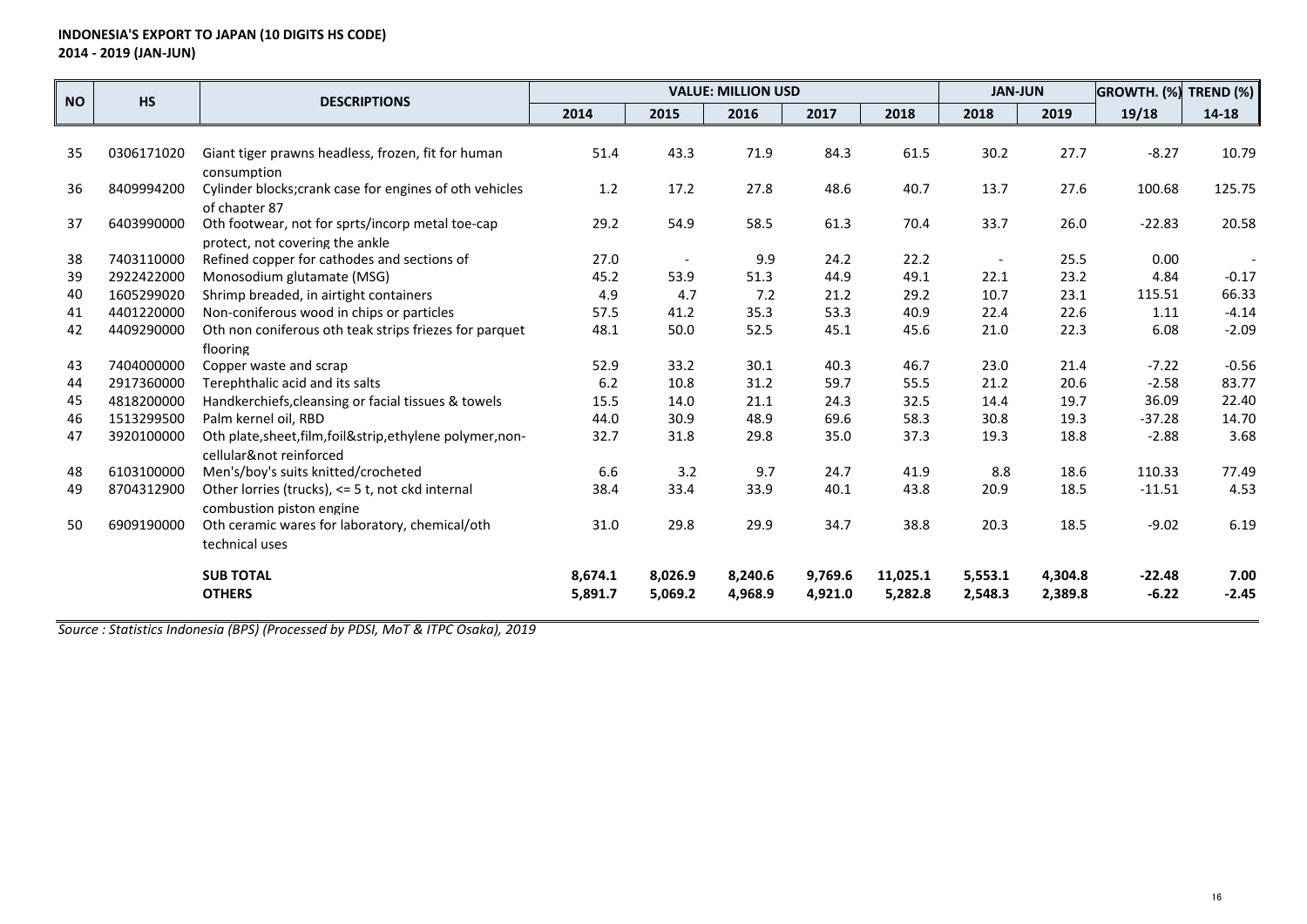**INDONESIA'S EXPORT TO JAPAN (10 DIGITS HS CODE)**
**2014 - 2019 (JAN-JUN)**

| NO | HS | DESCRIPTIONS | VALUE: MILLION USD | | | | | JAN-JUN | | GROWTH. (%) | TREND (%) |
|---|---|---|---|---|---|---|---|---|---|---|---|
| | | | 2014 | 2015 | 2016 | 2017 | 2018 | 2018 | 2019 | 19/18 | 14-18 |
| 35 | 0306171020 | Giant tiger prawns headless, frozen, fit for human consumption | 51.4 | 43.3 | 71.9 | 84.3 | 61.5 | 30.2 | 27.7 | -8.27 | 10.79 |
| 36 | 8409994200 | Cylinder blocks;crank case for engines of oth vehicles of chapter 87 | 1.2 | 17.2 | 27.8 | 48.6 | 40.7 | 13.7 | 27.6 | 100.68 | 125.75 |
| 37 | 6403990000 | Oth footwear, not for sprts/incorp metal toe-cap protect, not covering the ankle | 29.2 | 54.9 | 58.5 | 61.3 | 70.4 | 33.7 | 26.0 | -22.83 | 20.58 |
| 38 | 7403110000 | Refined copper for cathodes and sections of | 27.0 | - | 9.9 | 24.2 | 22.2 | - | 25.5 | 0.00 | - |
| 39 | 2922422000 | Monosodium glutamate (MSG) | 45.2 | 53.9 | 51.3 | 44.9 | 49.1 | 22.1 | 23.2 | 4.84 | -0.17 |
| 40 | 1605299020 | Shrimp breaded, in airtight containers | 4.9 | 4.7 | 7.2 | 21.2 | 29.2 | 10.7 | 23.1 | 115.51 | 66.33 |
| 41 | 4401220000 | Non-coniferous wood in chips or particles | 57.5 | 41.2 | 35.3 | 53.3 | 40.9 | 22.4 | 22.6 | 1.11 | -4.14 |
| 42 | 4409290000 | Oth non coniferous oth teak strips friezes for parquet flooring | 48.1 | 50.0 | 52.5 | 45.1 | 45.6 | 21.0 | 22.3 | 6.08 | -2.09 |
| 43 | 7404000000 | Copper waste and scrap | 52.9 | 33.2 | 30.1 | 40.3 | 46.7 | 23.0 | 21.4 | -7.22 | -0.56 |
| 44 | 2917360000 | Terephthalic acid and its salts | 6.2 | 10.8 | 31.2 | 59.7 | 55.5 | 21.2 | 20.6 | -2.58 | 83.77 |
| 45 | 4818200000 | Handkerchiefs,cleansing or facial tissues & towels | 15.5 | 14.0 | 21.1 | 24.3 | 32.5 | 14.4 | 19.7 | 36.09 | 22.40 |
| 46 | 1513299500 | Palm kernel oil, RBD | 44.0 | 30.9 | 48.9 | 69.6 | 58.3 | 30.8 | 19.3 | -37.28 | 14.70 |
| 47 | 3920100000 | Oth plate,sheet,film,foil&strip,ethylene polymer,non-cellular&not reinforced | 32.7 | 31.8 | 29.8 | 35.0 | 37.3 | 19.3 | 18.8 | -2.88 | 3.68 |
| 48 | 6103100000 | Men's/boy's suits knitted/crocheted | 6.6 | 3.2 | 9.7 | 24.7 | 41.9 | 8.8 | 18.6 | 110.33 | 77.49 |
| 49 | 8704312900 | Other lorries (trucks), <= 5 t, not ckd internal combustion piston engine | 38.4 | 33.4 | 33.9 | 40.1 | 43.8 | 20.9 | 18.5 | -11.51 | 4.53 |
| 50 | 6909190000 | Oth ceramic wares for laboratory, chemical/oth technical uses | 31.0 | 29.8 | 29.9 | 34.7 | 38.8 | 20.3 | 18.5 | -9.02 | 6.19 |
| | | **SUB TOTAL** | **8,674.1** | **8,026.9** | **8,240.6** | **9,769.6** | **11,025.1** | **5,553.1** | **4,304.8** | **-22.48** | **7.00** |
| | | **OTHERS** | **5,891.7** | **5,069.2** | **4,968.9** | **4,921.0** | **5,282.8** | **2,548.3** | **2,389.8** | **-6.22** | **-2.45** |

*Source : Statistics Indonesia (BPS) (Processed by PDSI, MoT & ITPC Osaka), 2019*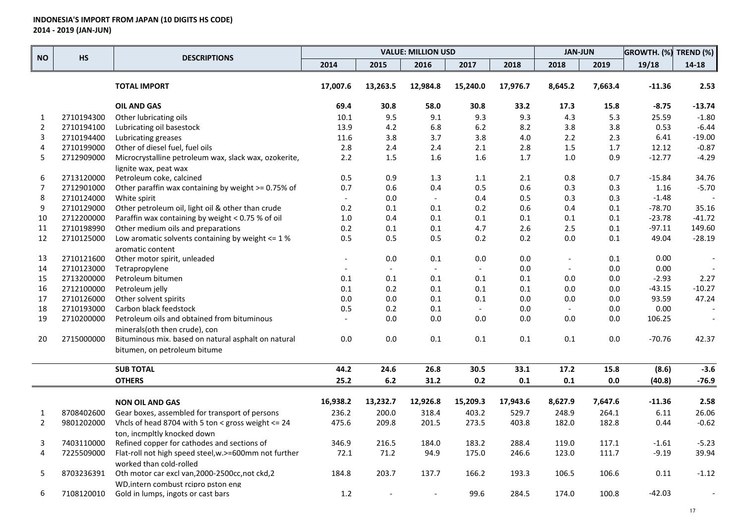**INDONESIA'S IMPORT FROM JAPAN (10 DIGITS HS CODE)**
**2014 - 2019 (JAN-JUN)**

| NO | HS | DESCRIPTIONS | VALUE: MILLION USD | | | | | JAN-JUN | | GROWTH. (%) | TREND (%) |
|---|---|---|---|---|---|---|---|---|---|---|---|
| | | | 2014 | 2015 | 2016 | 2017 | 2018 | 2018 | 2019 | 19/18 | 14-18 |
| | | **TOTAL IMPORT** | **17,007.6** | **13,263.5** | **12,984.8** | **15,240.0** | **17,976.7** | **8,645.2** | **7,663.4** | **-11.36** | **2.53** |
| | | **OIL AND GAS** | **69.4** | **30.8** | **58.0** | **30.8** | **33.2** | **17.3** | **15.8** | **-8.75** | **-13.74** |
| 1 | 2710194300 | Other lubricating oils | 10.1 | 9.5 | 9.1 | 9.3 | 9.3 | 4.3 | 5.3 | 25.59 | -1.80 |
| 2 | 2710194100 | Lubricating oil basestock | 13.9 | 4.2 | 6.8 | 6.2 | 8.2 | 3.8 | 3.8 | 0.53 | -6.44 |
| 3 | 2710194400 | Lubricating greases | 11.6 | 3.8 | 3.7 | 3.8 | 4.0 | 2.2 | 2.3 | 6.41 | -19.00 |
| 4 | 2710199000 | Other of diesel fuel, fuel oils | 2.8 | 2.4 | 2.4 | 2.1 | 2.8 | 1.5 | 1.7 | 12.12 | -0.87 |
| 5 | 2712909000 | Microcrystalline petroleum wax, slack wax, ozokerite, lignite wax, peat wax | 2.2 | 1.5 | 1.6 | 1.6 | 1.7 | 1.0 | 0.9 | -12.77 | -4.29 |
| 6 | 2713120000 | Petroleum coke, calcined | 0.5 | 0.9 | 1.3 | 1.1 | 2.1 | 0.8 | 0.7 | -15.84 | 34.76 |
| 7 | 2712901000 | Other paraffin wax containing by weight >= 0.75% of | 0.7 | 0.6 | 0.4 | 0.5 | 0.6 | 0.3 | 0.3 | 1.16 | -5.70 |
| 8 | 2710124000 | White spirit | - | 0.0 | - | 0.4 | 0.5 | 0.3 | 0.3 | -1.48 | - |
| 9 | 2710129000 | Other petroleum oil, light oil & other than crude | 0.2 | 0.1 | 0.1 | 0.2 | 0.6 | 0.4 | 0.1 | -78.70 | 35.16 |
| 10 | 2712200000 | Paraffin wax containing by weight < 0.75 % of oil | 1.0 | 0.4 | 0.1 | 0.1 | 0.1 | 0.1 | 0.1 | -23.78 | -41.72 |
| 11 | 2710198990 | Other medium oils and preparations | 0.2 | 0.1 | 0.1 | 4.7 | 2.6 | 2.5 | 0.1 | -97.11 | 149.60 |
| 12 | 2710125000 | Low aromatic solvents containing by weight <= 1 % aromatic content | 0.5 | 0.5 | 0.5 | 0.2 | 0.2 | 0.0 | 0.1 | 49.04 | -28.19 |
| 13 | 2710121600 | Other motor spirit, unleaded | - | 0.0 | 0.1 | 0.0 | 0.0 | - | 0.1 | 0.00 | - |
| 14 | 2710123000 | Tetrapropylene | - | - | - | - | 0.0 | - | 0.0 | 0.00 | - |
| 15 | 2713200000 | Petroleum bitumen | 0.1 | 0.1 | 0.1 | 0.1 | 0.1 | 0.0 | 0.0 | -2.93 | 2.27 |
| 16 | 2712100000 | Petroleum jelly | 0.1 | 0.2 | 0.1 | 0.1 | 0.1 | 0.0 | 0.0 | -43.15 | -10.27 |
| 17 | 2710126000 | Other solvent spirits | 0.0 | 0.0 | 0.1 | 0.1 | 0.0 | 0.0 | 0.0 | 93.59 | 47.24 |
| 18 | 2710193000 | Carbon black feedstock | 0.5 | 0.2 | 0.1 | - | 0.0 | - | 0.0 | 0.00 | - |
| 19 | 2710200000 | Petroleum oils and obtained from bituminous minerals(oth then crude), con | - | 0.0 | 0.0 | 0.0 | 0.0 | 0.0 | 0.0 | 106.25 | - |
| 20 | 2715000000 | Bituminous mix. based on natural asphalt on natural bitumen, on petroleum bitume | 0.0 | 0.0 | 0.1 | 0.1 | 0.1 | 0.1 | 0.0 | -70.76 | 42.37 |
| | | **SUB TOTAL** | **44.2** | **24.6** | **26.8** | **30.5** | **33.1** | **17.2** | **15.8** | **(8.6)** | **-3.6** |
| | | **OTHERS** | **25.2** | **6.2** | **31.2** | **0.2** | **0.1** | **0.1** | **0.0** | **(40.8)** | **-76.9** |
| | | **NON OIL AND GAS** | **16,938.2** | **13,232.7** | **12,926.8** | **15,209.3** | **17,943.6** | **8,627.9** | **7,647.6** | **-11.36** | **2.58** |
| 1 | 8708402600 | Gear boxes, assembled for transport of persons | 236.2 | 200.0 | 318.4 | 403.2 | 529.7 | 248.9 | 264.1 | 6.11 | 26.06 |
| 2 | 9801202000 | Vhcls of head 8704 with 5 ton < gross weight <= 24 ton, incmpltly knocked down | 475.6 | 209.8 | 201.5 | 273.5 | 403.8 | 182.0 | 182.8 | 0.44 | -0.62 |
| 3 | 7403110000 | Refined copper for cathodes and sections of | 346.9 | 216.5 | 184.0 | 183.2 | 288.4 | 119.0 | 117.1 | -1.61 | -5.23 |
| 4 | 7225509000 | Flat-roll not high speed steel,w.>=600mm not further worked than cold-rolled | 72.1 | 71.2 | 94.9 | 175.0 | 246.6 | 123.0 | 111.7 | -9.19 | 39.94 |
| 5 | 8703236391 | Oth motor car excl van,2000-2500cc,not ckd,2 WD,intern combust rcipro pston eng | 184.8 | 203.7 | 137.7 | 166.2 | 193.3 | 106.5 | 106.6 | 0.11 | -1.12 |
| 6 | 7108120010 | Gold in lumps, ingots or cast bars | 1.2 | - | - | 99.6 | 284.5 | 174.0 | 100.8 | -42.03 | - |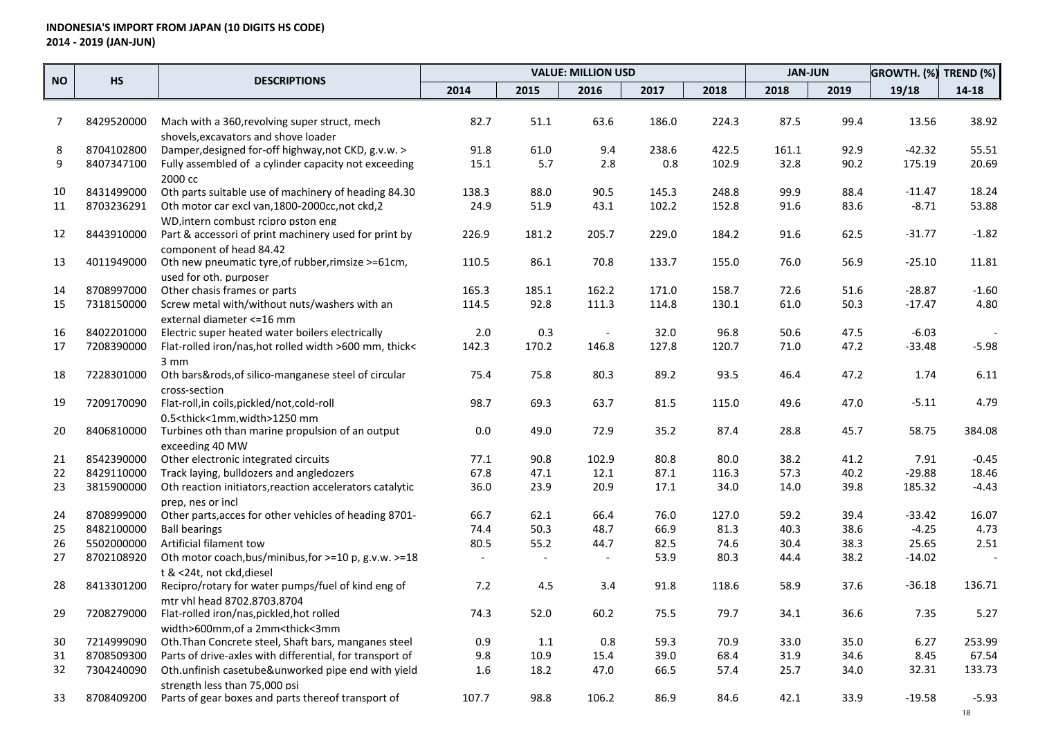**INDONESIA'S IMPORT FROM JAPAN (10 DIGITS HS CODE)**
**2014 - 2019 (JAN-JUN)**

| NO | HS | DESCRIPTIONS | VALUE: MILLION USD | | | | | JAN-JUN | | GROWTH. (%) | TREND (%) |
|---|---|---|---|---|---|---|---|---|---|---|---|
| | | | 2014 | 2015 | 2016 | 2017 | 2018 | 2018 | 2019 | 19/18 | 14-18 |
| 7 | 8429520000 | Mach with a 360,revolving super struct, mech shovels,excavators and shove loader | 82.7 | 51.1 | 63.6 | 186.0 | 224.3 | 87.5 | 99.4 | 13.56 | 38.92 |
| 8 | 8704102800 | Damper,designed for-off highway,not CKD, g.v.w. > | 91.8 | 61.0 | 9.4 | 238.6 | 422.5 | 161.1 | 92.9 | -42.32 | 55.51 |
| 9 | 8407347100 | Fully assembled of a cylinder capacity not exceeding 2000 cc | 15.1 | 5.7 | 2.8 | 0.8 | 102.9 | 32.8 | 90.2 | 175.19 | 20.69 |
| 10 | 8431499000 | Oth parts suitable use of machinery of heading 84.30 | 138.3 | 88.0 | 90.5 | 145.3 | 248.8 | 99.9 | 88.4 | -11.47 | 18.24 |
| 11 | 8703236291 | Oth motor car excl van,1800-2000cc,not ckd,2 WD,intern combust rcipro pston eng | 24.9 | 51.9 | 43.1 | 102.2 | 152.8 | 91.6 | 83.6 | -8.71 | 53.88 |
| 12 | 8443910000 | Part & accessori of print machinery used for print by component of head 84.42 | 226.9 | 181.2 | 205.7 | 229.0 | 184.2 | 91.6 | 62.5 | -31.77 | -1.82 |
| 13 | 4011949000 | Oth new pneumatic tyre,of rubber,rimsize >=61cm, used for oth. purposer | 110.5 | 86.1 | 70.8 | 133.7 | 155.0 | 76.0 | 56.9 | -25.10 | 11.81 |
| 14 | 8708997000 | Other chasis frames or parts | 165.3 | 185.1 | 162.2 | 171.0 | 158.7 | 72.6 | 51.6 | -28.87 | -1.60 |
| 15 | 7318150000 | Screw metal with/without nuts/washers with an external diameter <=16 mm | 114.5 | 92.8 | 111.3 | 114.8 | 130.1 | 61.0 | 50.3 | -17.47 | 4.80 |
| 16 | 8402201000 | Electric super heated water boilers electrically | 2.0 | 0.3 | - | 32.0 | 96.8 | 50.6 | 47.5 | -6.03 | - |
| 17 | 7208390000 | Flat-rolled iron/nas,hot rolled width >600 mm, thick< 3 mm | 142.3 | 170.2 | 146.8 | 127.8 | 120.7 | 71.0 | 47.2 | -33.48 | -5.98 |
| 18 | 7228301000 | Oth bars&rods,of silico-manganese steel of circular cross-section | 75.4 | 75.8 | 80.3 | 89.2 | 93.5 | 46.4 | 47.2 | 1.74 | 6.11 |
| 19 | 7209170090 | Flat-roll,in coils,pickled/not,cold-roll 0.5<thick<1mm,width>1250 mm | 98.7 | 69.3 | 63.7 | 81.5 | 115.0 | 49.6 | 47.0 | -5.11 | 4.79 |
| 20 | 8406810000 | Turbines oth than marine propulsion of an output exceeding 40 MW | 0.0 | 49.0 | 72.9 | 35.2 | 87.4 | 28.8 | 45.7 | 58.75 | 384.08 |
| 21 | 8542390000 | Other electronic integrated circuits | 77.1 | 90.8 | 102.9 | 80.8 | 80.0 | 38.2 | 41.2 | 7.91 | -0.45 |
| 22 | 8429110000 | Track laying, bulldozers and angledozers | 67.8 | 47.1 | 12.1 | 87.1 | 116.3 | 57.3 | 40.2 | -29.88 | 18.46 |
| 23 | 3815900000 | Oth reaction initiators,reaction accelerators catalytic prep, nes or incl | 36.0 | 23.9 | 20.9 | 17.1 | 34.0 | 14.0 | 39.8 | 185.32 | -4.43 |
| 24 | 8708999000 | Other parts,acces for other vehicles of heading 8701- | 66.7 | 62.1 | 66.4 | 76.0 | 127.0 | 59.2 | 39.4 | -33.42 | 16.07 |
| 25 | 8482100000 | Ball bearings | 74.4 | 50.3 | 48.7 | 66.9 | 81.3 | 40.3 | 38.6 | -4.25 | 4.73 |
| 26 | 5502000000 | Artificial filament tow | 80.5 | 55.2 | 44.7 | 82.5 | 74.6 | 30.4 | 38.3 | 25.65 | 2.51 |
| 27 | 8702108920 | Oth motor coach,bus/minibus,for >=10 p, g.v.w. >=18 t & <24t, not ckd,diesel | - | - | - | 53.9 | 80.3 | 44.4 | 38.2 | -14.02 | - |
| 28 | 8413301200 | Recipro/rotary for water pumps/fuel of kind eng of mtr vhl head 8702,8703,8704 | 7.2 | 4.5 | 3.4 | 91.8 | 118.6 | 58.9 | 37.6 | -36.18 | 136.71 |
| 29 | 7208279000 | Flat-rolled iron/nas,pickled,hot rolled width>600mm,of a 2mm<thick<3mm | 74.3 | 52.0 | 60.2 | 75.5 | 79.7 | 34.1 | 36.6 | 7.35 | 5.27 |
| 30 | 7214999090 | Oth.Than Concrete steel, Shaft bars, manganes steel | 0.9 | 1.1 | 0.8 | 59.3 | 70.9 | 33.0 | 35.0 | 6.27 | 253.99 |
| 31 | 8708509300 | Parts of drive-axles with differential, for transport of | 9.8 | 10.9 | 15.4 | 39.0 | 68.4 | 31.9 | 34.6 | 8.45 | 67.54 |
| 32 | 7304240090 | Oth.unfinish casetube&unworked pipe end with yield strength less than 75,000 psi | 1.6 | 18.2 | 47.0 | 66.5 | 57.4 | 25.7 | 34.0 | 32.31 | 133.73 |
| 33 | 8708409200 | Parts of gear boxes and parts thereof transport of | 107.7 | 98.8 | 106.2 | 86.9 | 84.6 | 42.1 | 33.9 | -19.58 | -5.93 |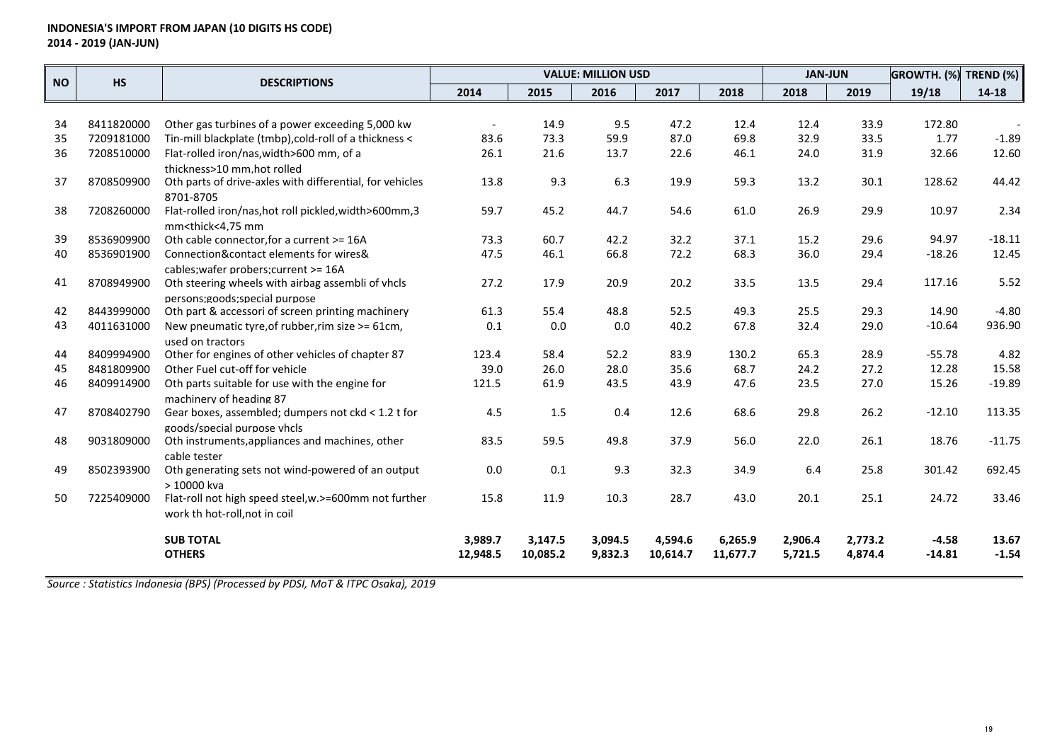**INDONESIA'S IMPORT FROM JAPAN (10 DIGITS HS CODE)**
**2014 - 2019 (JAN-JUN)**

| NO | HS | DESCRIPTIONS | VALUE: MILLION USD | | | | | JAN-JUN | | GROWTH. (%) | TREND (%) |
|---|---|---|---|---|---|---|---|---|---|---|---|
| | | | 2014 | 2015 | 2016 | 2017 | 2018 | 2018 | 2019 | 19/18 | 14-18 |
| 34 | 8411820000 | Other gas turbines of a power exceeding 5,000 kw | - | 14.9 | 9.5 | 47.2 | 12.4 | 12.4 | 33.9 | 172.80 | - |
| 35 | 7209181000 | Tin-mill blackplate (tmbp),cold-roll of a thickness < | 83.6 | 73.3 | 59.9 | 87.0 | 69.8 | 32.9 | 33.5 | 1.77 | -1.89 |
| 36 | 7208510000 | Flat-rolled iron/nas,width>600 mm, of a thickness>10 mm,hot rolled | 26.1 | 21.6 | 13.7 | 22.6 | 46.1 | 24.0 | 31.9 | 32.66 | 12.60 |
| 37 | 8708509900 | Oth parts of drive-axles with differential, for vehicles 8701-8705 | 13.8 | 9.3 | 6.3 | 19.9 | 59.3 | 13.2 | 30.1 | 128.62 | 44.42 |
| 38 | 7208260000 | Flat-rolled iron/nas,hot roll pickled,width>600mm,3 mm<thick<4,75 mm | 59.7 | 45.2 | 44.7 | 54.6 | 61.0 | 26.9 | 29.9 | 10.97 | 2.34 |
| 39 | 8536909900 | Oth cable connector,for a current >= 16A | 73.3 | 60.7 | 42.2 | 32.2 | 37.1 | 15.2 | 29.6 | 94.97 | -18.11 |
| 40 | 8536901900 | Connection&contact elements for wires& cables;wafer probers;current >= 16A | 47.5 | 46.1 | 66.8 | 72.2 | 68.3 | 36.0 | 29.4 | -18.26 | 12.45 |
| 41 | 8708949900 | Oth steering wheels with airbag assembli of vhcls persons;goods;special purpose | 27.2 | 17.9 | 20.9 | 20.2 | 33.5 | 13.5 | 29.4 | 117.16 | 5.52 |
| 42 | 8443999000 | Oth part & accessori of screen printing machinery | 61.3 | 55.4 | 48.8 | 52.5 | 49.3 | 25.5 | 29.3 | 14.90 | -4.80 |
| 43 | 4011631000 | New pneumatic tyre,of rubber,rim size >= 61cm, used on tractors | 0.1 | 0.0 | 0.0 | 40.2 | 67.8 | 32.4 | 29.0 | -10.64 | 936.90 |
| 44 | 8409994900 | Other for engines of other vehicles of chapter 87 | 123.4 | 58.4 | 52.2 | 83.9 | 130.2 | 65.3 | 28.9 | -55.78 | 4.82 |
| 45 | 8481809900 | Other Fuel cut-off for vehicle | 39.0 | 26.0 | 28.0 | 35.6 | 68.7 | 24.2 | 27.2 | 12.28 | 15.58 |
| 46 | 8409914900 | Oth parts suitable for use with the engine for machinery of heading 87 | 121.5 | 61.9 | 43.5 | 43.9 | 47.6 | 23.5 | 27.0 | 15.26 | -19.89 |
| 47 | 8708402790 | Gear boxes, assembled; dumpers not ckd < 1.2 t for goods/special purpose vhcls | 4.5 | 1.5 | 0.4 | 12.6 | 68.6 | 29.8 | 26.2 | -12.10 | 113.35 |
| 48 | 9031809000 | Oth instruments,appliances and machines, other cable tester | 83.5 | 59.5 | 49.8 | 37.9 | 56.0 | 22.0 | 26.1 | 18.76 | -11.75 |
| 49 | 8502393900 | Oth generating sets not wind-powered of an output > 10000 kva | 0.0 | 0.1 | 9.3 | 32.3 | 34.9 | 6.4 | 25.8 | 301.42 | 692.45 |
| 50 | 7225409000 | Flat-roll not high speed steel,w.>=600mm not further work th hot-roll,not in coil | 15.8 | 11.9 | 10.3 | 28.7 | 43.0 | 20.1 | 25.1 | 24.72 | 33.46 |
| | | **SUB TOTAL** | **3,989.7** | **3,147.5** | **3,094.5** | **4,594.6** | **6,265.9** | **2,906.4** | **2,773.2** | **-4.58** | **13.67** |
| | | **OTHERS** | **12,948.5** | **10,085.2** | **9,832.3** | **10,614.7** | **11,677.7** | **5,721.5** | **4,874.4** | **-14.81** | **-1.54** |

*Source : Statistics Indonesia (BPS) (Processed by PDSI, MoT & ITPC Osaka), 2019*